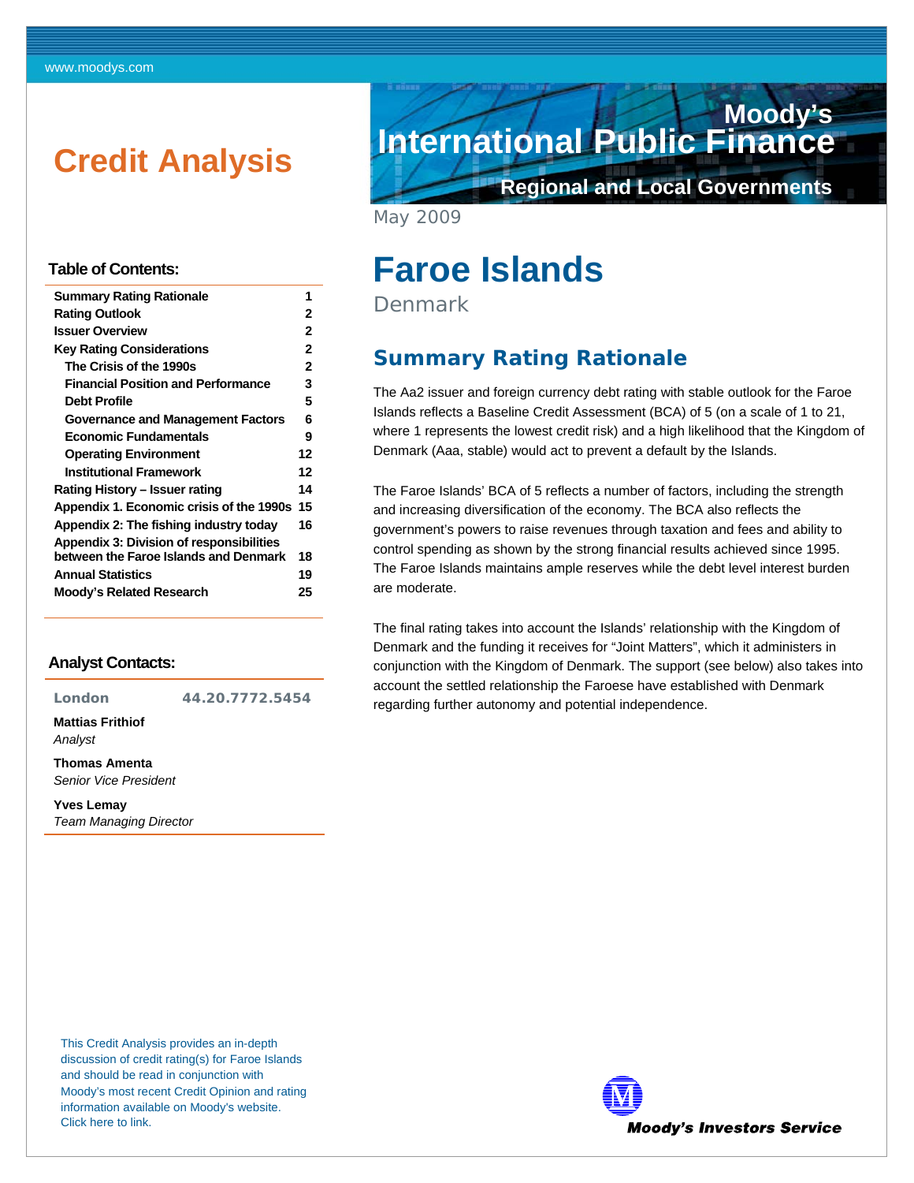# Credit Analysis

Moody's International Public Finance

Regional and Local Governments

May 2009

# Faroe Islands

Denmark

**Table of Contents:**

| | |
|---|---|
| **Summary Rating Rationale** | **1** |
| **Rating Outlook** | **2** |
| **Issuer Overview** | **2** |
| **Key Rating Considerations** | **2** |
| **The Crisis of the 1990s** | **2** |
| **Financial Position and Performance** | **3** |
| **Debt Profile** | **5** |
| **Governance and Management Factors** | **6** |
| **Economic Fundamentals** | **9** |
| **Operating Environment** | **12** |
| **Institutional Framework** | **12** |
| **Rating History – Issuer rating** | **14** |
| **Appendix 1. Economic crisis of the 1990s** | **15** |
| **Appendix 2: The fishing industry today** | **16** |
| **Appendix 3: Division of responsibilities between the Faroe Islands and Denmark** | **18** |
| **Annual Statistics** | **19** |
| **Moody's Related Research** | **25** |

**Analyst Contacts:**

**London** 44.20.7772.5454

**Mattias Frithiof**
*Analyst*

**Thomas Amenta**
*Senior Vice President*

**Yves Lemay**
*Team Managing Director*

This Credit Analysis provides an in-depth discussion of credit rating(s) for Faroe Islands and should be read in conjunction with Moody's most recent Credit Opinion and rating information available on Moody's website. Click here to link.

## Summary Rating Rationale

The Aa2 issuer and foreign currency debt rating with stable outlook for the Faroe Islands reflects a Baseline Credit Assessment (BCA) of 5 (on a scale of 1 to 21, where 1 represents the lowest credit risk) and a high likelihood that the Kingdom of Denmark (Aaa, stable) would act to prevent a default by the Islands.

The Faroe Islands' BCA of 5 reflects a number of factors, including the strength and increasing diversification of the economy. The BCA also reflects the government's powers to raise revenues through taxation and fees and ability to control spending as shown by the strong financial results achieved since 1995. The Faroe Islands maintains ample reserves while the debt level interest burden are moderate.

The final rating takes into account the Islands' relationship with the Kingdom of Denmark and the funding it receives for "Joint Matters", which it administers in conjunction with the Kingdom of Denmark. The support (see below) also takes into account the settled relationship the Faroese have established with Denmark regarding further autonomy and potential independence.

Moody's Investors Service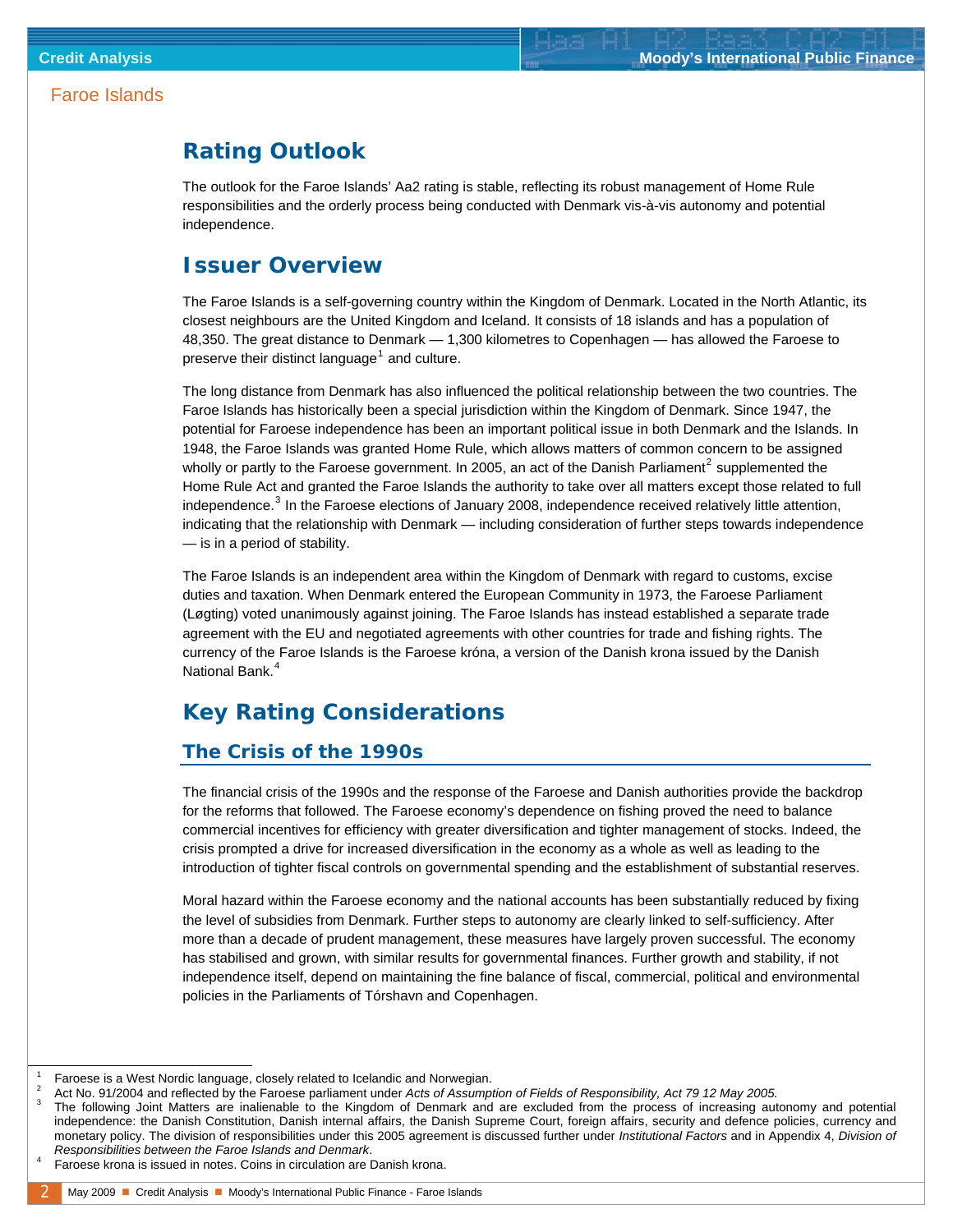## Rating Outlook

The outlook for the Faroe Islands' Aa2 rating is stable, reflecting its robust management of Home Rule responsibilities and the orderly process being conducted with Denmark vis-à-vis autonomy and potential independence.

## Issuer Overview

The Faroe Islands is a self-governing country within the Kingdom of Denmark. Located in the North Atlantic, its closest neighbours are the United Kingdom and Iceland. It consists of 18 islands and has a population of 48,350. The great distance to Denmark — 1,300 kilometres to Copenhagen — has allowed the Faroese to preserve their distinct language[1] and culture.

The long distance from Denmark has also influenced the political relationship between the two countries. The Faroe Islands has historically been a special jurisdiction within the Kingdom of Denmark. Since 1947, the potential for Faroese independence has been an important political issue in both Denmark and the Islands. In 1948, the Faroe Islands was granted Home Rule, which allows matters of common concern to be assigned wholly or partly to the Faroese government. In 2005, an act of the Danish Parliament[2] supplemented the Home Rule Act and granted the Faroe Islands the authority to take over all matters except those related to full independence.[3] In the Faroese elections of January 2008, independence received relatively little attention, indicating that the relationship with Denmark — including consideration of further steps towards independence — is in a period of stability.

The Faroe Islands is an independent area within the Kingdom of Denmark with regard to customs, excise duties and taxation. When Denmark entered the European Community in 1973, the Faroese Parliament (Løgting) voted unanimously against joining. The Faroe Islands has instead established a separate trade agreement with the EU and negotiated agreements with other countries for trade and fishing rights. The currency of the Faroe Islands is the Faroese króna, a version of the Danish krona issued by the Danish National Bank.[4]

## Key Rating Considerations

### The Crisis of the 1990s

The financial crisis of the 1990s and the response of the Faroese and Danish authorities provide the backdrop for the reforms that followed. The Faroese economy's dependence on fishing proved the need to balance commercial incentives for efficiency with greater diversification and tighter management of stocks. Indeed, the crisis prompted a drive for increased diversification in the economy as a whole as well as leading to the introduction of tighter fiscal controls on governmental spending and the establishment of substantial reserves.

Moral hazard within the Faroese economy and the national accounts has been substantially reduced by fixing the level of subsidies from Denmark. Further steps to autonomy are clearly linked to self-sufficiency. After more than a decade of prudent management, these measures have largely proven successful. The economy has stabilised and grown, with similar results for governmental finances. Further growth and stability, if not independence itself, depend on maintaining the fine balance of fiscal, commercial, political and environmental policies in the Parliaments of Tórshavn and Copenhagen.

---

[1] Faroese is a West Nordic language, closely related to Icelandic and Norwegian.

[2] Act No. 91/2004 and reflected by the Faroese parliament under *Acts of Assumption of Fields of Responsibility, Act 79 12 May 2005.*

[3] The following Joint Matters are inalienable to the Kingdom of Denmark and are excluded from the process of increasing autonomy and potential independence: the Danish Constitution, Danish internal affairs, the Danish Supreme Court, foreign affairs, security and defence policies, currency and monetary policy. The division of responsibilities under this 2005 agreement is discussed further under *Institutional Factors* and in Appendix 4, *Division of Responsibilities between the Faroe Islands and Denmark*.

[4] Faroese krona is issued in notes. Coins in circulation are Danish krona.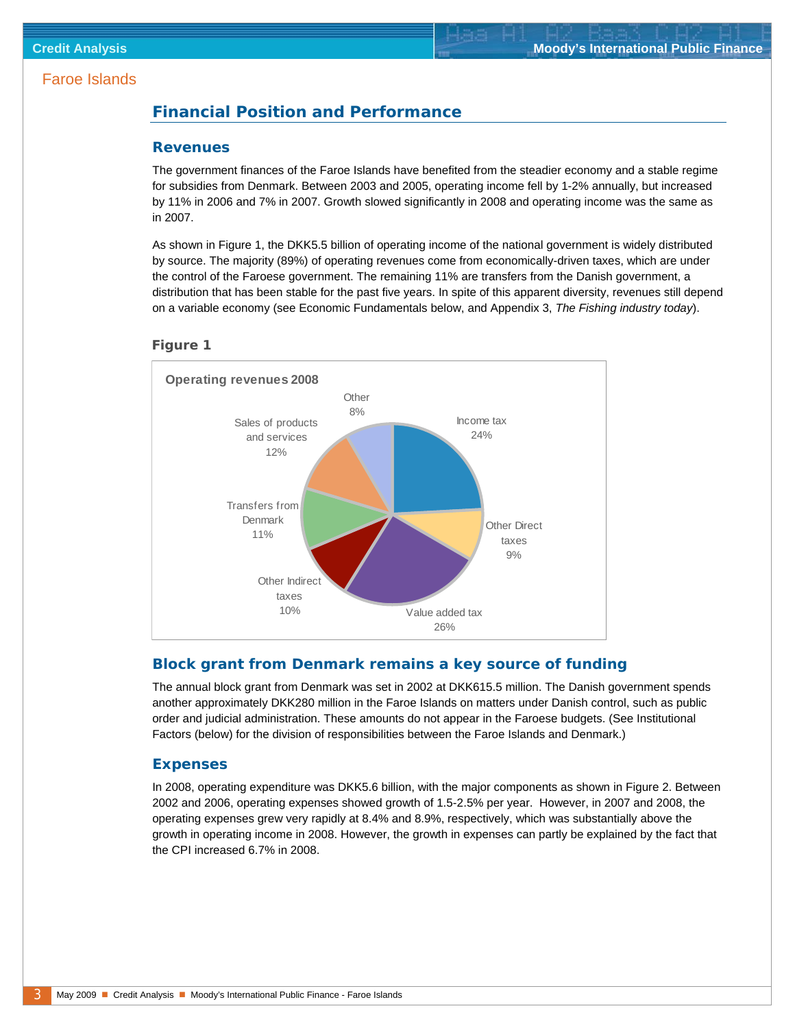## Financial Position and Performance

### Revenues

The government finances of the Faroe Islands have benefited from the steadier economy and a stable regime for subsidies from Denmark. Between 2003 and 2005, operating income fell by 1-2% annually, but increased by 11% in 2006 and 7% in 2007. Growth slowed significantly in 2008 and operating income was the same as in 2007.

As shown in Figure 1, the DKK5.5 billion of operating income of the national government is widely distributed by source. The majority (89%) of operating revenues come from economically-driven taxes, which are under the control of the Faroese government. The remaining 11% are transfers from the Danish government, a distribution that has been stable for the past five years. In spite of this apparent diversity, revenues still depend on a variable economy (see Economic Fundamentals below, and Appendix 3, *The Fishing industry today*).

**Figure 1**

Operating revenues 2008

| Source | Share |
|---|---|
| Income tax | 24% |
| Other Direct taxes | 9% |
| Value added tax | 26% |
| Other Indirect taxes | 10% |
| Transfers from Denmark | 11% |
| Sales of products and services | 12% |
| Other | 8% |

### Block grant from Denmark remains a key source of funding

The annual block grant from Denmark was set in 2002 at DKK615.5 million. The Danish government spends another approximately DKK280 million in the Faroe Islands on matters under Danish control, such as public order and judicial administration. These amounts do not appear in the Faroese budgets. (See Institutional Factors (below) for the division of responsibilities between the Faroe Islands and Denmark.)

### Expenses

In 2008, operating expenditure was DKK5.6 billion, with the major components as shown in Figure 2. Between 2002 and 2006, operating expenses showed growth of 1.5-2.5% per year. However, in 2007 and 2008, the operating expenses grew very rapidly at 8.4% and 8.9%, respectively, which was substantially above the growth in operating income in 2008. However, the growth in expenses can partly be explained by the fact that the CPI increased 6.7% in 2008.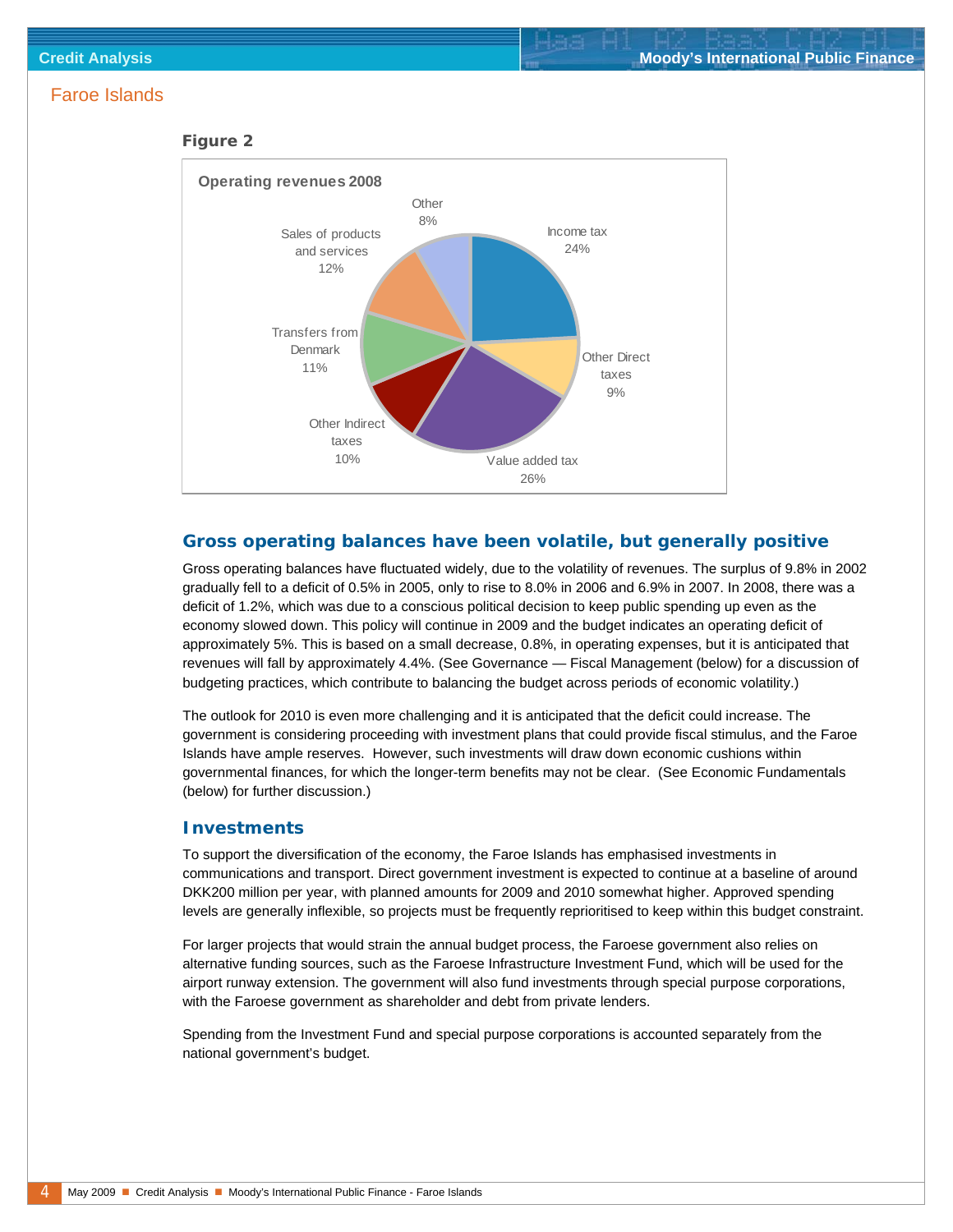## Faroe Islands

**Figure 2**

Operating revenues 2008

| Category | Share |
|---|---|
| Income tax | 24% |
| Other Direct taxes | 9% |
| Value added tax | 26% |
| Other Indirect taxes | 10% |
| Transfers from Denmark | 11% |
| Sales of products and services | 12% |
| Other | 8% |

## Gross operating balances have been volatile, but generally positive

Gross operating balances have fluctuated widely, due to the volatility of revenues. The surplus of 9.8% in 2002 gradually fell to a deficit of 0.5% in 2005, only to rise to 8.0% in 2006 and 6.9% in 2007. In 2008, there was a deficit of 1.2%, which was due to a conscious political decision to keep public spending up even as the economy slowed down. This policy will continue in 2009 and the budget indicates an operating deficit of approximately 5%. This is based on a small decrease, 0.8%, in operating expenses, but it is anticipated that revenues will fall by approximately 4.4%. (See Governance — Fiscal Management (below) for a discussion of budgeting practices, which contribute to balancing the budget across periods of economic volatility.)

The outlook for 2010 is even more challenging and it is anticipated that the deficit could increase. The government is considering proceeding with investment plans that could provide fiscal stimulus, and the Faroe Islands have ample reserves. However, such investments will draw down economic cushions within governmental finances, for which the longer-term benefits may not be clear. (See Economic Fundamentals (below) for further discussion.)

### Investments

To support the diversification of the economy, the Faroe Islands has emphasised investments in communications and transport. Direct government investment is expected to continue at a baseline of around DKK200 million per year, with planned amounts for 2009 and 2010 somewhat higher. Approved spending levels are generally inflexible, so projects must be frequently reprioritised to keep within this budget constraint.

For larger projects that would strain the annual budget process, the Faroese government also relies on alternative funding sources, such as the Faroese Infrastructure Investment Fund, which will be used for the airport runway extension. The government will also fund investments through special purpose corporations, with the Faroese government as shareholder and debt from private lenders.

Spending from the Investment Fund and special purpose corporations is accounted separately from the national government's budget.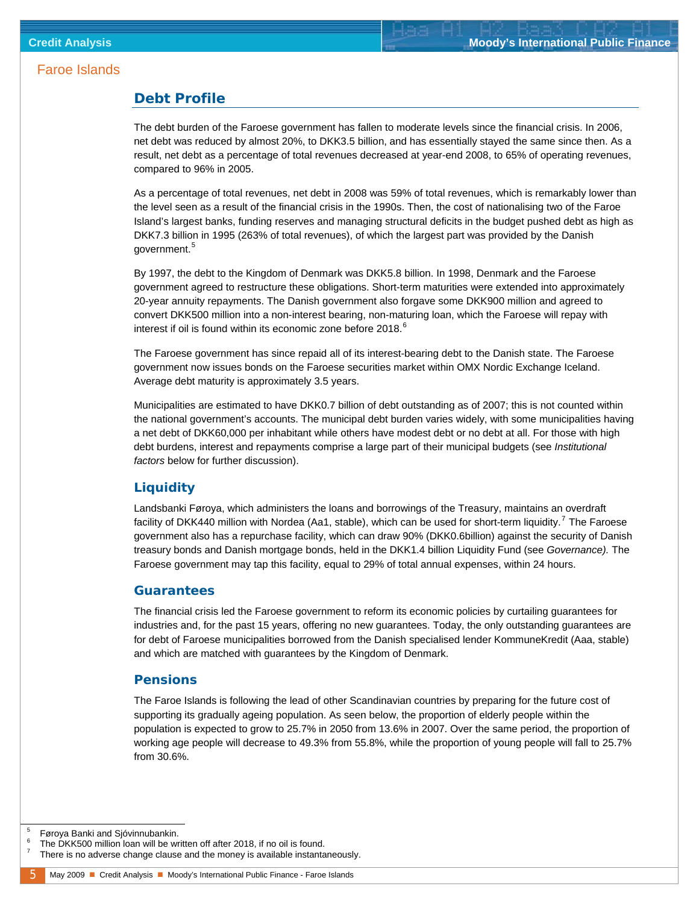## Debt Profile

The debt burden of the Faroese government has fallen to moderate levels since the financial crisis. In 2006, net debt was reduced by almost 20%, to DKK3.5 billion, and has essentially stayed the same since then. As a result, net debt as a percentage of total revenues decreased at year-end 2008, to 65% of operating revenues, compared to 96% in 2005.

As a percentage of total revenues, net debt in 2008 was 59% of total revenues, which is remarkably lower than the level seen as a result of the financial crisis in the 1990s. Then, the cost of nationalising two of the Faroe Island's largest banks, funding reserves and managing structural deficits in the budget pushed debt as high as DKK7.3 billion in 1995 (263% of total revenues), of which the largest part was provided by the Danish government.[5]

By 1997, the debt to the Kingdom of Denmark was DKK5.8 billion. In 1998, Denmark and the Faroese government agreed to restructure these obligations. Short-term maturities were extended into approximately 20-year annuity repayments. The Danish government also forgave some DKK900 million and agreed to convert DKK500 million into a non-interest bearing, non-maturing loan, which the Faroese will repay with interest if oil is found within its economic zone before 2018.[6]

The Faroese government has since repaid all of its interest-bearing debt to the Danish state. The Faroese government now issues bonds on the Faroese securities market within OMX Nordic Exchange Iceland. Average debt maturity is approximately 3.5 years.

Municipalities are estimated to have DKK0.7 billion of debt outstanding as of 2007; this is not counted within the national government's accounts. The municipal debt burden varies widely, with some municipalities having a net debt of DKK60,000 per inhabitant while others have modest debt or no debt at all. For those with high debt burdens, interest and repayments comprise a large part of their municipal budgets (see *Institutional factors* below for further discussion).

### Liquidity

Landsbanki Føroya, which administers the loans and borrowings of the Treasury, maintains an overdraft facility of DKK440 million with Nordea (Aa1, stable), which can be used for short-term liquidity.[7] The Faroese government also has a repurchase facility, which can draw 90% (DKK0.6billion) against the security of Danish treasury bonds and Danish mortgage bonds, held in the DKK1.4 billion Liquidity Fund (see *Governance).* The Faroese government may tap this facility, equal to 29% of total annual expenses, within 24 hours.

### Guarantees

The financial crisis led the Faroese government to reform its economic policies by curtailing guarantees for industries and, for the past 15 years, offering no new guarantees. Today, the only outstanding guarantees are for debt of Faroese municipalities borrowed from the Danish specialised lender KommuneKredit (Aaa, stable) and which are matched with guarantees by the Kingdom of Denmark.

### Pensions

The Faroe Islands is following the lead of other Scandinavian countries by preparing for the future cost of supporting its gradually ageing population. As seen below, the proportion of elderly people within the population is expected to grow to 25.7% in 2050 from 13.6% in 2007. Over the same period, the proportion of working age people will decrease to 49.3% from 55.8%, while the proportion of young people will fall to 25.7% from 30.6%.

---

[5] Føroya Banki and Sjóvinnubankin.

[6] The DKK500 million loan will be written off after 2018, if no oil is found.

[7] There is no adverse change clause and the money is available instantaneously.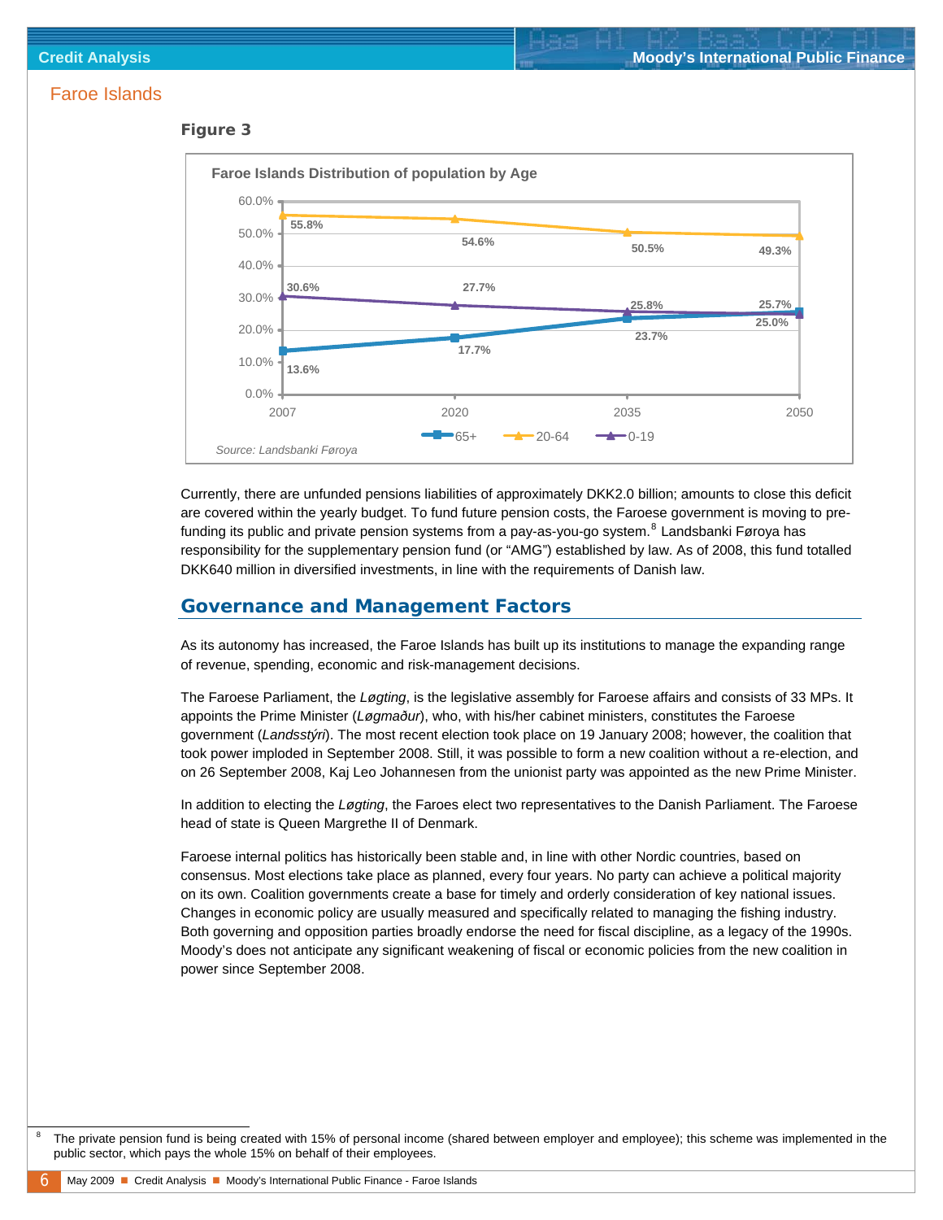Faroe Islands

**Figure 3**

**Faroe Islands Distribution of population by Age**

| | 2007 | 2020 | 2035 | 2050 |
|---|---|---|---|---|
| 65+ | 13.6% | 17.7% | 23.7% | 25.7% |
| 20-64 | 55.8% | 54.6% | 50.5% | 49.3% |
| 0-19 | 30.6% | 27.7% | 25.8% | 25.0% |

*Source: Landsbanki Føroya*

Currently, there are unfunded pensions liabilities of approximately DKK2.0 billion; amounts to close this deficit are covered within the yearly budget. To fund future pension costs, the Faroese government is moving to pre-funding its public and private pension systems from a pay-as-you-go system.[8] Landsbanki Føroya has responsibility for the supplementary pension fund (or "AMG") established by law. As of 2008, this fund totalled DKK640 million in diversified investments, in line with the requirements of Danish law.

## Governance and Management Factors

As its autonomy has increased, the Faroe Islands has built up its institutions to manage the expanding range of revenue, spending, economic and risk-management decisions.

The Faroese Parliament, the *Løgting*, is the legislative assembly for Faroese affairs and consists of 33 MPs. It appoints the Prime Minister (*Løgmaður*), who, with his/her cabinet ministers, constitutes the Faroese government (*Landsstýri*). The most recent election took place on 19 January 2008; however, the coalition that took power imploded in September 2008. Still, it was possible to form a new coalition without a re-election, and on 26 September 2008, Kaj Leo Johannesen from the unionist party was appointed as the new Prime Minister.

In addition to electing the *Løgting*, the Faroes elect two representatives to the Danish Parliament. The Faroese head of state is Queen Margrethe II of Denmark.

Faroese internal politics has historically been stable and, in line with other Nordic countries, based on consensus. Most elections take place as planned, every four years. No party can achieve a political majority on its own. Coalition governments create a base for timely and orderly consideration of key national issues. Changes in economic policy are usually measured and specifically related to managing the fishing industry. Both governing and opposition parties broadly endorse the need for fiscal discipline, as a legacy of the 1990s. Moody's does not anticipate any significant weakening of fiscal or economic policies from the new coalition in power since September 2008.

[8] The private pension fund is being created with 15% of personal income (shared between employer and employee); this scheme was implemented in the public sector, which pays the whole 15% on behalf of their employees.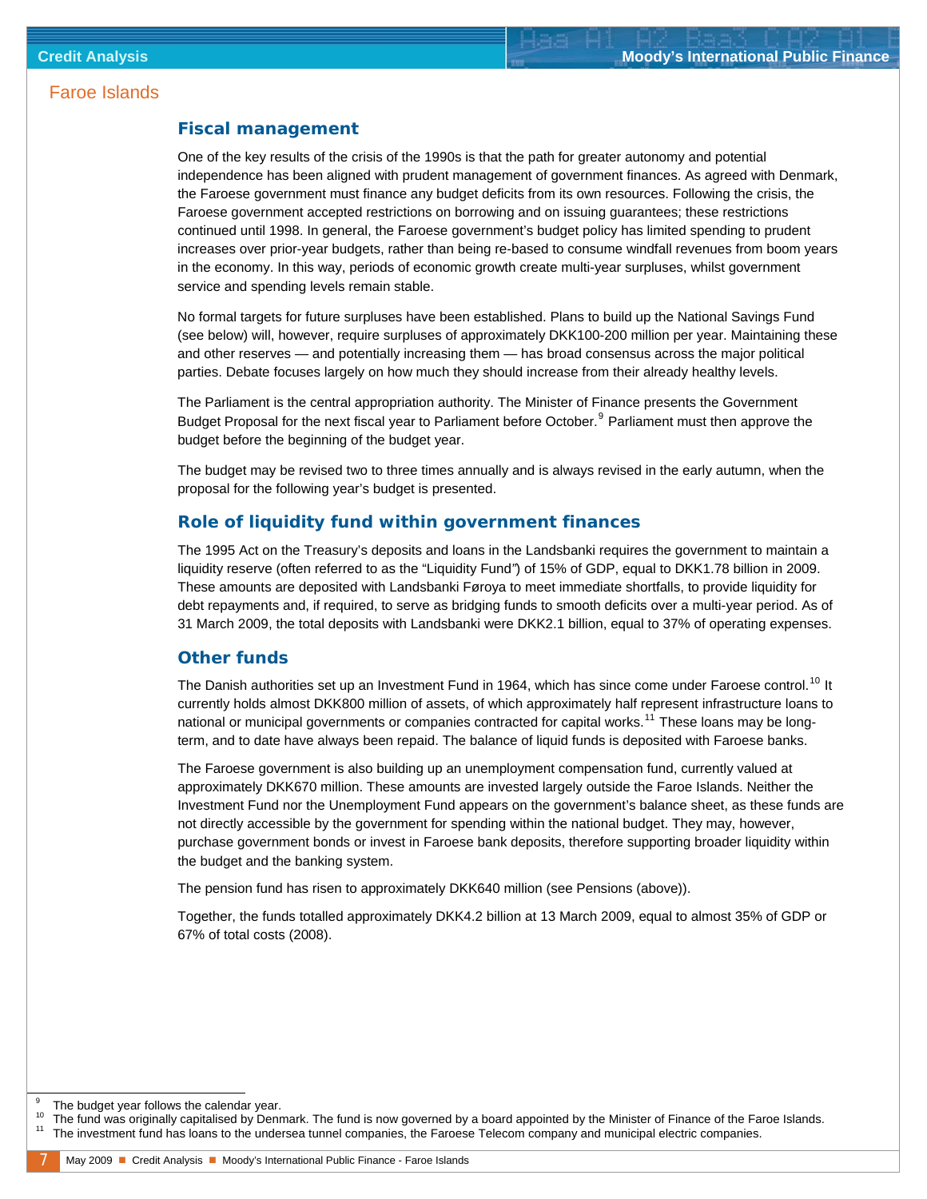## Fiscal management

One of the key results of the crisis of the 1990s is that the path for greater autonomy and potential independence has been aligned with prudent management of government finances. As agreed with Denmark, the Faroese government must finance any budget deficits from its own resources. Following the crisis, the Faroese government accepted restrictions on borrowing and on issuing guarantees; these restrictions continued until 1998. In general, the Faroese government's budget policy has limited spending to prudent increases over prior-year budgets, rather than being re-based to consume windfall revenues from boom years in the economy. In this way, periods of economic growth create multi-year surpluses, whilst government service and spending levels remain stable.

No formal targets for future surpluses have been established. Plans to build up the National Savings Fund (see below) will, however, require surpluses of approximately DKK100-200 million per year. Maintaining these and other reserves — and potentially increasing them — has broad consensus across the major political parties. Debate focuses largely on how much they should increase from their already healthy levels.

The Parliament is the central appropriation authority. The Minister of Finance presents the Government Budget Proposal for the next fiscal year to Parliament before October.[9] Parliament must then approve the budget before the beginning of the budget year.

The budget may be revised two to three times annually and is always revised in the early autumn, when the proposal for the following year's budget is presented.

## Role of liquidity fund within government finances

The 1995 Act on the Treasury's deposits and loans in the Landsbanki requires the government to maintain a liquidity reserve (often referred to as the "Liquidity Fund") of 15% of GDP, equal to DKK1.78 billion in 2009. These amounts are deposited with Landsbanki Føroya to meet immediate shortfalls, to provide liquidity for debt repayments and, if required, to serve as bridging funds to smooth deficits over a multi-year period. As of 31 March 2009, the total deposits with Landsbanki were DKK2.1 billion, equal to 37% of operating expenses.

## Other funds

The Danish authorities set up an Investment Fund in 1964, which has since come under Faroese control.[10] It currently holds almost DKK800 million of assets, of which approximately half represent infrastructure loans to national or municipal governments or companies contracted for capital works.[11] These loans may be long-term, and to date have always been repaid. The balance of liquid funds is deposited with Faroese banks.

The Faroese government is also building up an unemployment compensation fund, currently valued at approximately DKK670 million. These amounts are invested largely outside the Faroe Islands. Neither the Investment Fund nor the Unemployment Fund appears on the government's balance sheet, as these funds are not directly accessible by the government for spending within the national budget. They may, however, purchase government bonds or invest in Faroese bank deposits, therefore supporting broader liquidity within the budget and the banking system.

The pension fund has risen to approximately DKK640 million (see Pensions (above)).

Together, the funds totalled approximately DKK4.2 billion at 13 March 2009, equal to almost 35% of GDP or 67% of total costs (2008).

---

[9] The budget year follows the calendar year.

[10] The fund was originally capitalised by Denmark. The fund is now governed by a board appointed by the Minister of Finance of the Faroe Islands.

[11] The investment fund has loans to the undersea tunnel companies, the Faroese Telecom company and municipal electric companies.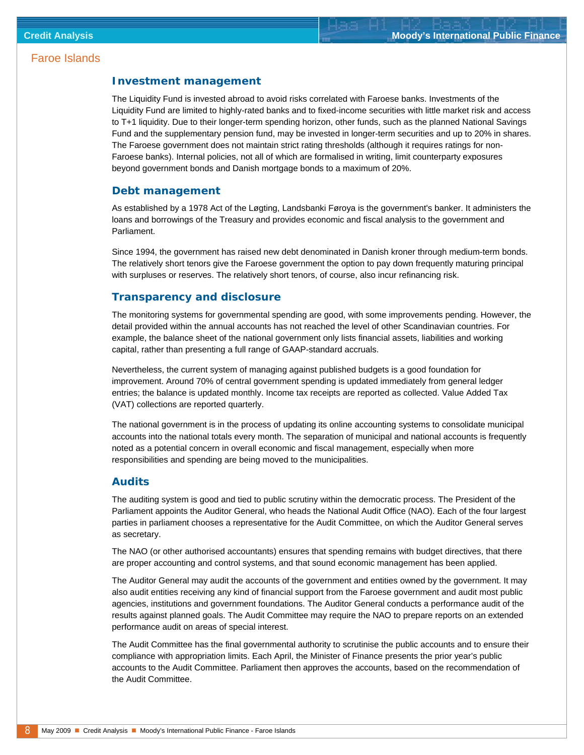## Investment management

The Liquidity Fund is invested abroad to avoid risks correlated with Faroese banks. Investments of the Liquidity Fund are limited to highly-rated banks and to fixed-income securities with little market risk and access to T+1 liquidity. Due to their longer-term spending horizon, other funds, such as the planned National Savings Fund and the supplementary pension fund, may be invested in longer-term securities and up to 20% in shares. The Faroese government does not maintain strict rating thresholds (although it requires ratings for non-Faroese banks). Internal policies, not all of which are formalised in writing, limit counterparty exposures beyond government bonds and Danish mortgage bonds to a maximum of 20%.

## Debt management

As established by a 1978 Act of the Løgting, Landsbanki Føroya is the government's banker. It administers the loans and borrowings of the Treasury and provides economic and fiscal analysis to the government and Parliament.

Since 1994, the government has raised new debt denominated in Danish kroner through medium-term bonds. The relatively short tenors give the Faroese government the option to pay down frequently maturing principal with surpluses or reserves. The relatively short tenors, of course, also incur refinancing risk.

## Transparency and disclosure

The monitoring systems for governmental spending are good, with some improvements pending. However, the detail provided within the annual accounts has not reached the level of other Scandinavian countries. For example, the balance sheet of the national government only lists financial assets, liabilities and working capital, rather than presenting a full range of GAAP-standard accruals.

Nevertheless, the current system of managing against published budgets is a good foundation for improvement. Around 70% of central government spending is updated immediately from general ledger entries; the balance is updated monthly. Income tax receipts are reported as collected. Value Added Tax (VAT) collections are reported quarterly.

The national government is in the process of updating its online accounting systems to consolidate municipal accounts into the national totals every month. The separation of municipal and national accounts is frequently noted as a potential concern in overall economic and fiscal management, especially when more responsibilities and spending are being moved to the municipalities.

## Audits

The auditing system is good and tied to public scrutiny within the democratic process. The President of the Parliament appoints the Auditor General, who heads the National Audit Office (NAO). Each of the four largest parties in parliament chooses a representative for the Audit Committee, on which the Auditor General serves as secretary.

The NAO (or other authorised accountants) ensures that spending remains with budget directives, that there are proper accounting and control systems, and that sound economic management has been applied.

The Auditor General may audit the accounts of the government and entities owned by the government. It may also audit entities receiving any kind of financial support from the Faroese government and audit most public agencies, institutions and government foundations. The Auditor General conducts a performance audit of the results against planned goals. The Audit Committee may require the NAO to prepare reports on an extended performance audit on areas of special interest.

The Audit Committee has the final governmental authority to scrutinise the public accounts and to ensure their compliance with appropriation limits. Each April, the Minister of Finance presents the prior year's public accounts to the Audit Committee. Parliament then approves the accounts, based on the recommendation of the Audit Committee.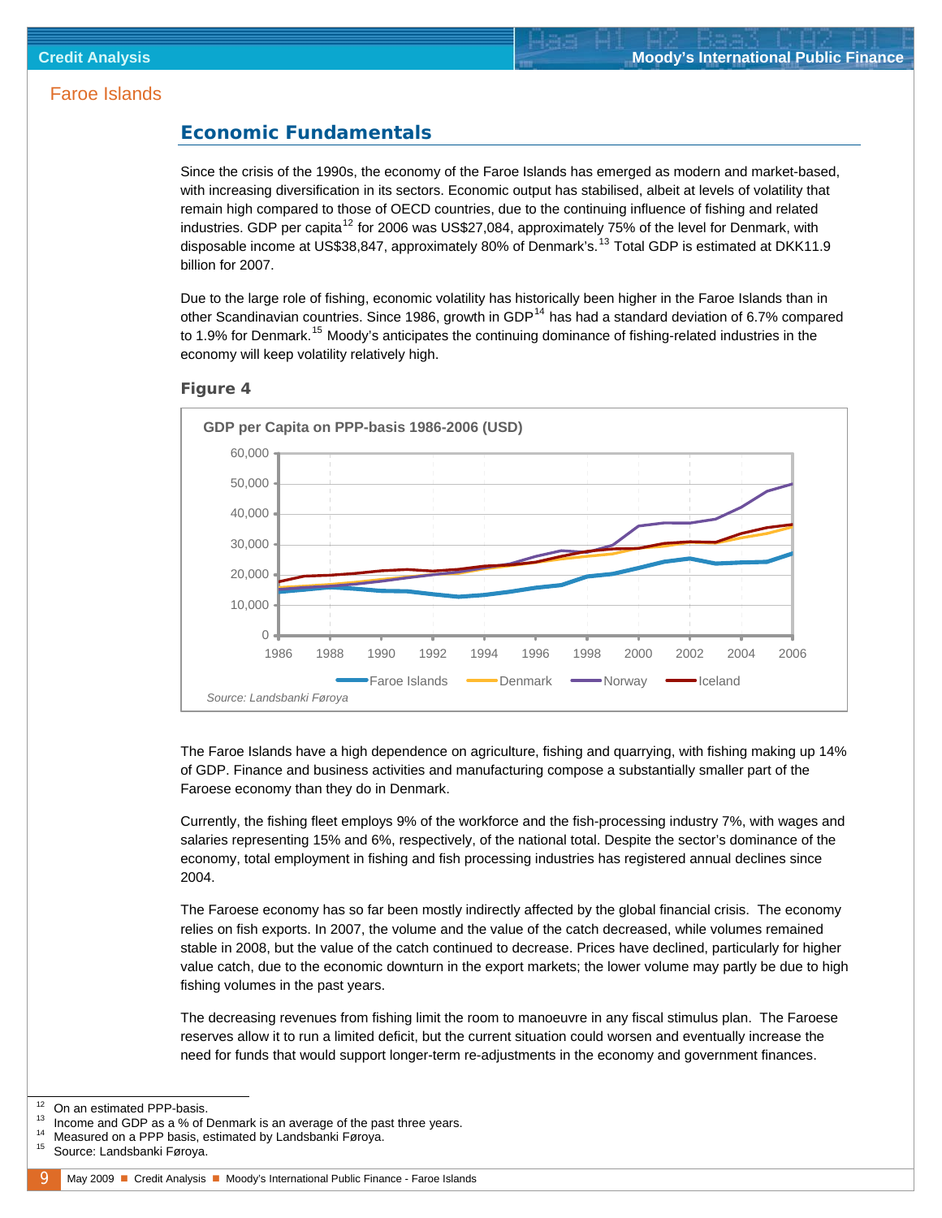Faroe Islands

## Economic Fundamentals

Since the crisis of the 1990s, the economy of the Faroe Islands has emerged as modern and market-based, with increasing diversification in its sectors. Economic output has stabilised, albeit at levels of volatility that remain high compared to those of OECD countries, due to the continuing influence of fishing and related industries. GDP per capita[12] for 2006 was US$27,084, approximately 75% of the level for Denmark, with disposable income at US$38,847, approximately 80% of Denmark's.[13] Total GDP is estimated at DKK11.9 billion for 2007.

Due to the large role of fishing, economic volatility has historically been higher in the Faroe Islands than in other Scandinavian countries. Since 1986, growth in GDP[14] has had a standard deviation of 6.7% compared to 1.9% for Denmark.[15] Moody's anticipates the continuing dominance of fishing-related industries in the economy will keep volatility relatively high.

### Figure 4

**GDP per Capita on PPP-basis 1986-2006 (USD)**

*Source: Landsbanki Føroya*

The Faroe Islands have a high dependence on agriculture, fishing and quarrying, with fishing making up 14% of GDP. Finance and business activities and manufacturing compose a substantially smaller part of the Faroese economy than they do in Denmark.

Currently, the fishing fleet employs 9% of the workforce and the fish-processing industry 7%, with wages and salaries representing 15% and 6%, respectively, of the national total. Despite the sector's dominance of the economy, total employment in fishing and fish processing industries has registered annual declines since 2004.

The Faroese economy has so far been mostly indirectly affected by the global financial crisis. The economy relies on fish exports. In 2007, the volume and the value of the catch decreased, while volumes remained stable in 2008, but the value of the catch continued to decrease. Prices have declined, particularly for higher value catch, due to the economic downturn in the export markets; the lower volume may partly be due to high fishing volumes in the past years.

The decreasing revenues from fishing limit the room to manoeuvre in any fiscal stimulus plan. The Faroese reserves allow it to run a limited deficit, but the current situation could worsen and eventually increase the need for funds that would support longer-term re-adjustments in the economy and government finances.

---

[12] On an estimated PPP-basis.
[13] Income and GDP as a % of Denmark is an average of the past three years.
[14] Measured on a PPP basis, estimated by Landsbanki Føroya.
[15] Source: Landsbanki Føroya.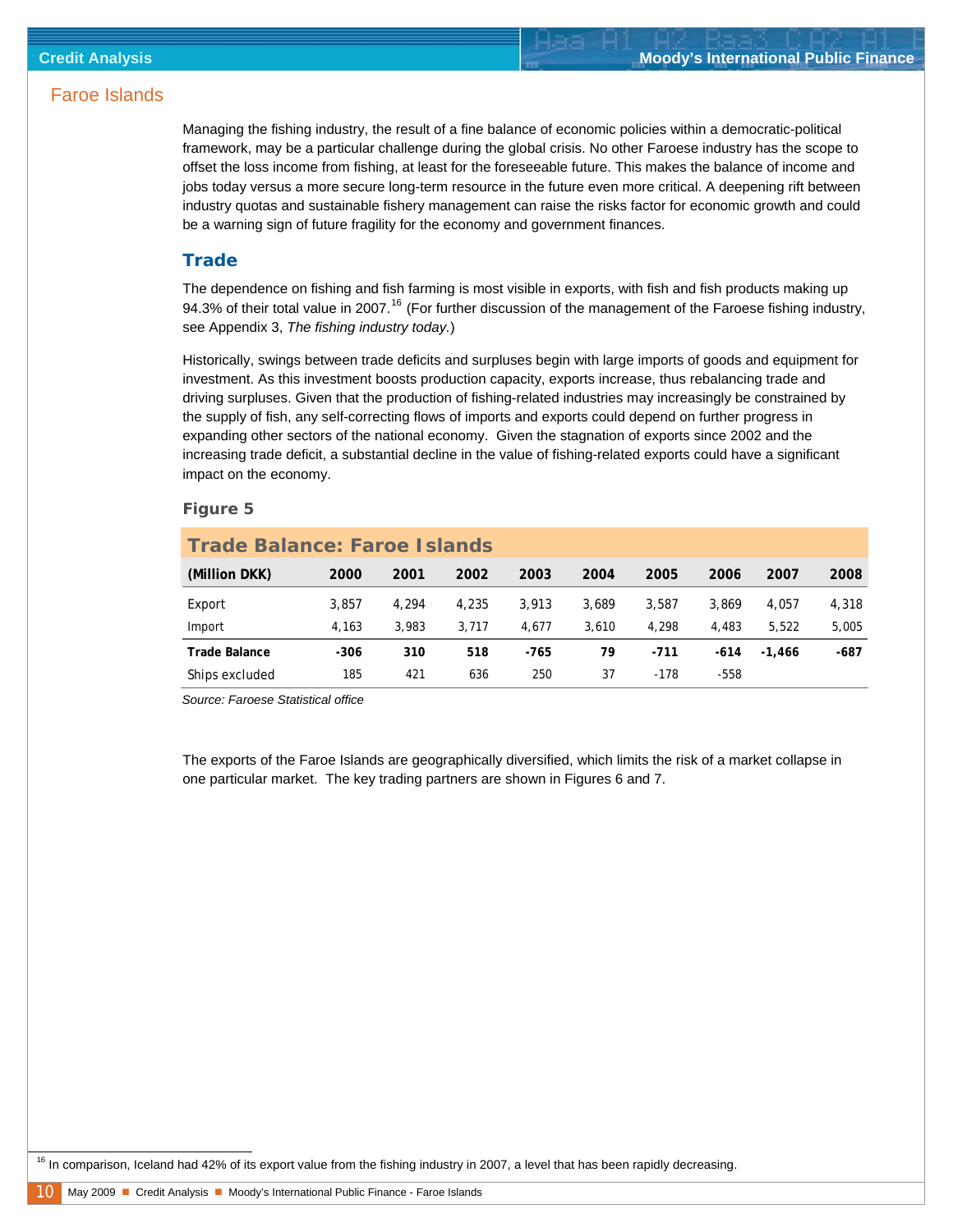## Faroe Islands

Managing the fishing industry, the result of a fine balance of economic policies within a democratic-political framework, may be a particular challenge during the global crisis. No other Faroese industry has the scope to offset the loss income from fishing, at least for the foreseeable future. This makes the balance of income and jobs today versus a more secure long-term resource in the future even more critical. A deepening rift between industry quotas and sustainable fishery management can raise the risks factor for economic growth and could be a warning sign of future fragility for the economy and government finances.

### Trade

The dependence on fishing and fish farming is most visible in exports, with fish and fish products making up 94.3% of their total value in 2007.[16] (For further discussion of the management of the Faroese fishing industry, see Appendix 3, *The fishing industry today.*)

Historically, swings between trade deficits and surpluses begin with large imports of goods and equipment for investment. As this investment boosts production capacity, exports increase, thus rebalancing trade and driving surpluses. Given that the production of fishing-related industries may increasingly be constrained by the supply of fish, any self-correcting flows of imports and exports could depend on further progress in expanding other sectors of the national economy. Given the stagnation of exports since 2002 and the increasing trade deficit, a substantial decline in the value of fishing-related exports could have a significant impact on the economy.

**Figure 5**

**Trade Balance: Faroe Islands**

| (Million DKK) | 2000 | 2001 | 2002 | 2003 | 2004 | 2005 | 2006 | 2007 | 2008 |
|---|---|---|---|---|---|---|---|---|---|
| Export | 3,857 | 4,294 | 4,235 | 3,913 | 3,689 | 3,587 | 3,869 | 4,057 | 4,318 |
| Import | 4,163 | 3,983 | 3,717 | 4,677 | 3,610 | 4,298 | 4,483 | 5,522 | 5,005 |
| **Trade Balance** | **-306** | **310** | **518** | **-765** | **79** | **-711** | **-614** | **-1,466** | **-687** |
| Ships excluded | 185 | 421 | 636 | 250 | 37 | -178 | -558 | | |

*Source: Faroese Statistical office*

The exports of the Faroe Islands are geographically diversified, which limits the risk of a market collapse in one particular market. The key trading partners are shown in Figures 6 and 7.

[16] In comparison, Iceland had 42% of its export value from the fishing industry in 2007, a level that has been rapidly decreasing.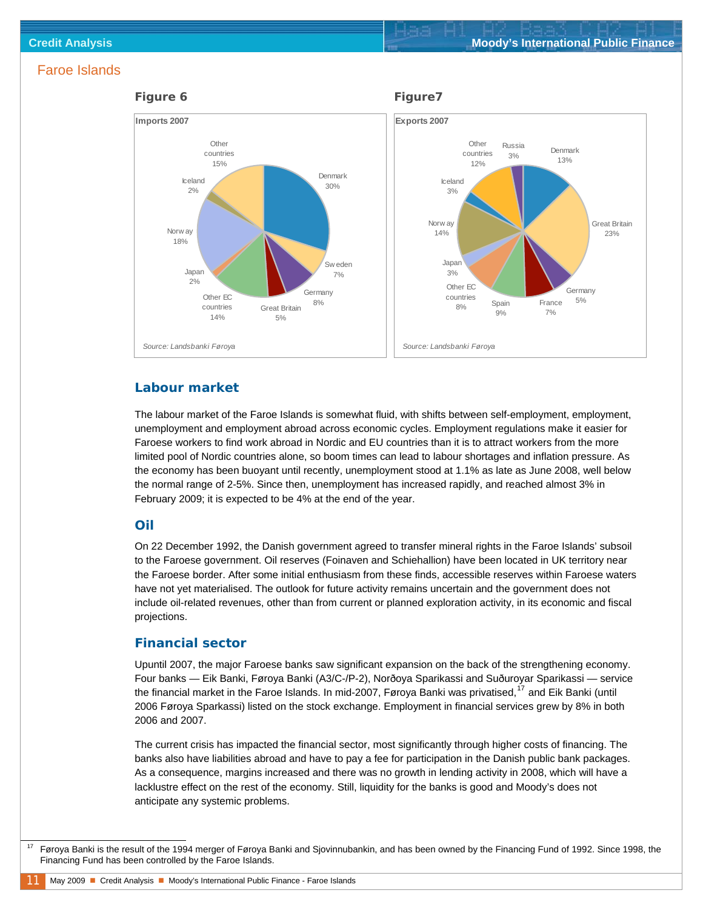## Faroe Islands

**Figure 6**

**Imports 2007**

| Country | Share |
|---|---|
| Denmark | 30% |
| Sweden | 7% |
| Germany | 8% |
| Great Britain | 5% |
| Other EC countries | 14% |
| Japan | 2% |
| Norway | 18% |
| Iceland | 2% |
| Other countries | 15% |

*Source: Landsbanki Føroya*

**Figure7**

**Exports 2007**

| Country | Share |
|---|---|
| Denmark | 13% |
| Great Britain | 23% |
| Germany | 5% |
| France | 7% |
| Spain | 9% |
| Other EC countries | 8% |
| Japan | 3% |
| Norway | 14% |
| Iceland | 3% |
| Other countries | 12% |
| Russia | 3% |

*Source: Landsbanki Føroya*

### Labour market

The labour market of the Faroe Islands is somewhat fluid, with shifts between self-employment, employment, unemployment and employment abroad across economic cycles. Employment regulations make it easier for Faroese workers to find work abroad in Nordic and EU countries than it is to attract workers from the more limited pool of Nordic countries alone, so boom times can lead to labour shortages and inflation pressure. As the economy has been buoyant until recently, unemployment stood at 1.1% as late as June 2008, well below the normal range of 2-5%. Since then, unemployment has increased rapidly, and reached almost 3% in February 2009; it is expected to be 4% at the end of the year.

### Oil

On 22 December 1992, the Danish government agreed to transfer mineral rights in the Faroe Islands' subsoil to the Faroese government. Oil reserves (Foinaven and Schiehallion) have been located in UK territory near the Faroese border. After some initial enthusiasm from these finds, accessible reserves within Faroese waters have not yet materialised. The outlook for future activity remains uncertain and the government does not include oil-related revenues, other than from current or planned exploration activity, in its economic and fiscal projections.

### Financial sector

Upuntil 2007, the major Faroese banks saw significant expansion on the back of the strengthening economy. Four banks — Eik Banki, Føroya Banki (A3/C-/P-2), Norðoya Sparikassi and Suðuroyar Sparikassi — service the financial market in the Faroe Islands. In mid-2007, Føroya Banki was privatised,[17] and Eik Banki (until 2006 Føroya Sparkassi) listed on the stock exchange. Employment in financial services grew by 8% in both 2006 and 2007.

The current crisis has impacted the financial sector, most significantly through higher costs of financing. The banks also have liabilities abroad and have to pay a fee for participation in the Danish public bank packages. As a consequence, margins increased and there was no growth in lending activity in 2008, which will have a lacklustre effect on the rest of the economy. Still, liquidity for the banks is good and Moody's does not anticipate any systemic problems.

[17] Føroya Banki is the result of the 1994 merger of Føroya Banki and Sjovinnubankin, and has been owned by the Financing Fund of 1992. Since 1998, the Financing Fund has been controlled by the Faroe Islands.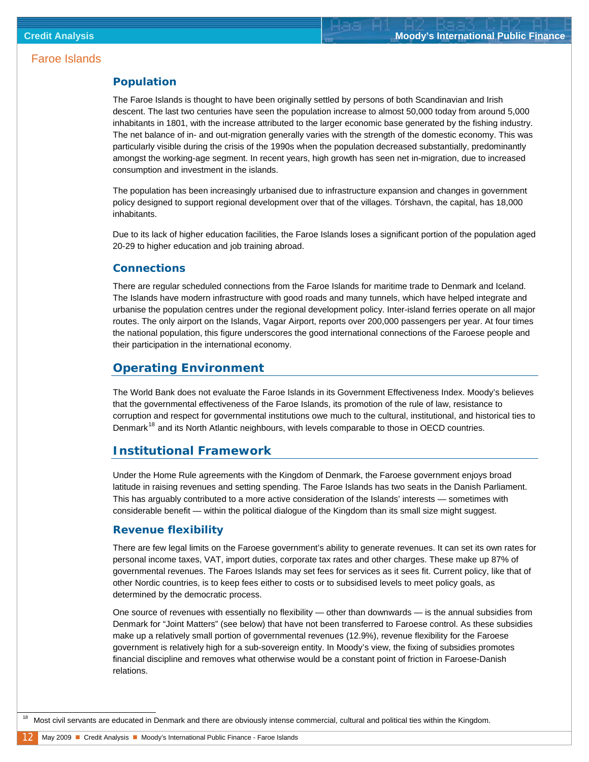## Faroe Islands

### Population

The Faroe Islands is thought to have been originally settled by persons of both Scandinavian and Irish descent. The last two centuries have seen the population increase to almost 50,000 today from around 5,000 inhabitants in 1801, with the increase attributed to the larger economic base generated by the fishing industry. The net balance of in- and out-migration generally varies with the strength of the domestic economy. This was particularly visible during the crisis of the 1990s when the population decreased substantially, predominantly amongst the working-age segment. In recent years, high growth has seen net in-migration, due to increased consumption and investment in the islands.

The population has been increasingly urbanised due to infrastructure expansion and changes in government policy designed to support regional development over that of the villages. Tórshavn, the capital, has 18,000 inhabitants.

Due to its lack of higher education facilities, the Faroe Islands loses a significant portion of the population aged 20-29 to higher education and job training abroad.

### Connections

There are regular scheduled connections from the Faroe Islands for maritime trade to Denmark and Iceland. The Islands have modern infrastructure with good roads and many tunnels, which have helped integrate and urbanise the population centres under the regional development policy. Inter-island ferries operate on all major routes. The only airport on the Islands, Vagar Airport, reports over 200,000 passengers per year. At four times the national population, this figure underscores the good international connections of the Faroese people and their participation in the international economy.

## Operating Environment

The World Bank does not evaluate the Faroe Islands in its Government Effectiveness Index. Moody's believes that the governmental effectiveness of the Faroe Islands, its promotion of the rule of law, resistance to corruption and respect for governmental institutions owe much to the cultural, institutional, and historical ties to Denmark[18] and its North Atlantic neighbours, with levels comparable to those in OECD countries.

## Institutional Framework

Under the Home Rule agreements with the Kingdom of Denmark, the Faroese government enjoys broad latitude in raising revenues and setting spending. The Faroe Islands has two seats in the Danish Parliament. This has arguably contributed to a more active consideration of the Islands' interests — sometimes with considerable benefit — within the political dialogue of the Kingdom than its small size might suggest.

### Revenue flexibility

There are few legal limits on the Faroese government's ability to generate revenues. It can set its own rates for personal income taxes, VAT, import duties, corporate tax rates and other charges. These make up 87% of governmental revenues. The Faroes Islands may set fees for services as it sees fit. Current policy, like that of other Nordic countries, is to keep fees either to costs or to subsidised levels to meet policy goals, as determined by the democratic process.

One source of revenues with essentially no flexibility — other than downwards — is the annual subsidies from Denmark for "Joint Matters" (see below) that have not been transferred to Faroese control. As these subsidies make up a relatively small portion of governmental revenues (12.9%), revenue flexibility for the Faroese government is relatively high for a sub-sovereign entity. In Moody's view, the fixing of subsidies promotes financial discipline and removes what otherwise would be a constant point of friction in Faroese-Danish relations.

---

[18] Most civil servants are educated in Denmark and there are obviously intense commercial, cultural and political ties within the Kingdom.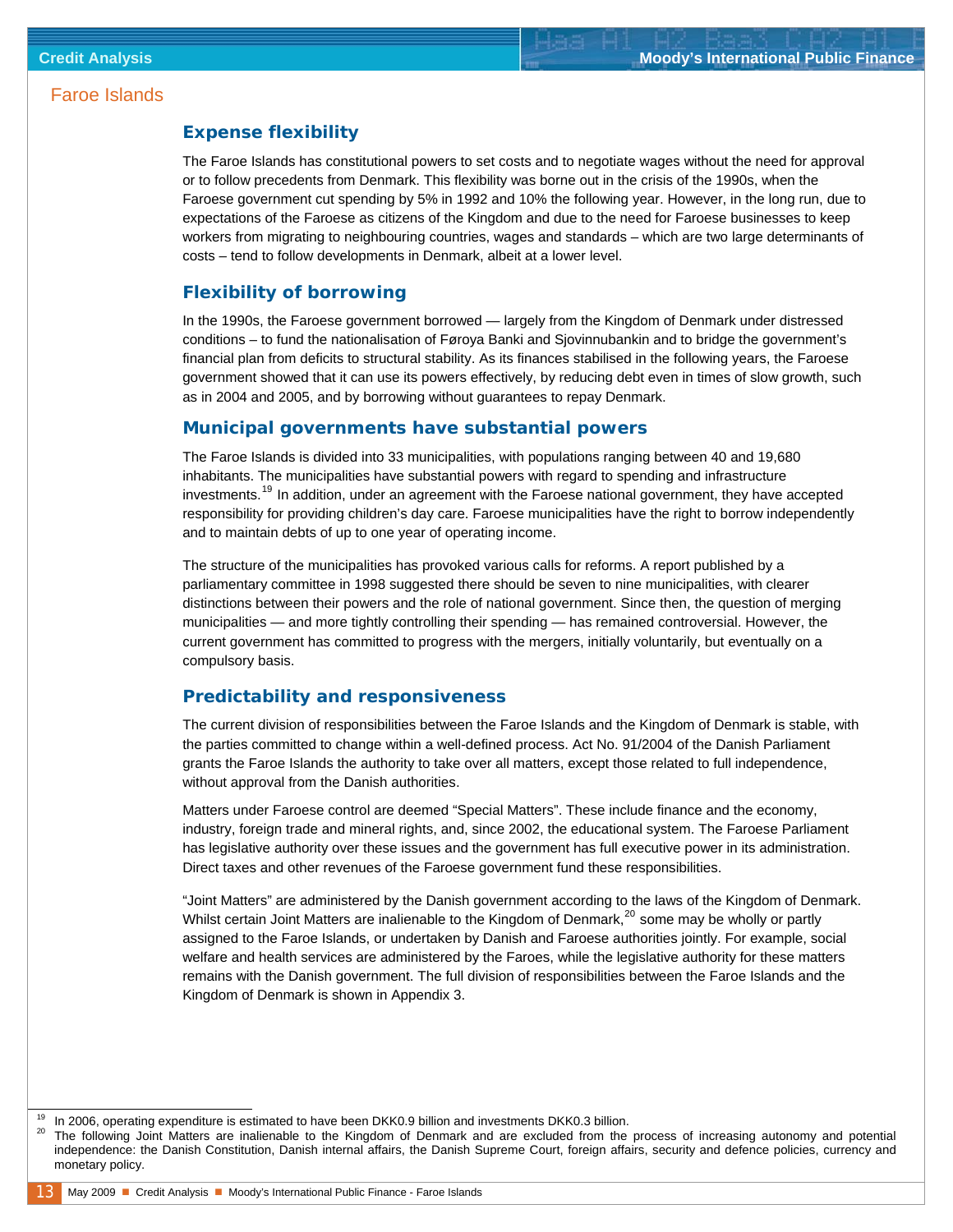Faroe Islands

## Expense flexibility

The Faroe Islands has constitutional powers to set costs and to negotiate wages without the need for approval or to follow precedents from Denmark. This flexibility was borne out in the crisis of the 1990s, when the Faroese government cut spending by 5% in 1992 and 10% the following year. However, in the long run, due to expectations of the Faroese as citizens of the Kingdom and due to the need for Faroese businesses to keep workers from migrating to neighbouring countries, wages and standards – which are two large determinants of costs – tend to follow developments in Denmark, albeit at a lower level.

## Flexibility of borrowing

In the 1990s, the Faroese government borrowed — largely from the Kingdom of Denmark under distressed conditions – to fund the nationalisation of Føroya Banki and Sjovinnubankin and to bridge the government's financial plan from deficits to structural stability. As its finances stabilised in the following years, the Faroese government showed that it can use its powers effectively, by reducing debt even in times of slow growth, such as in 2004 and 2005, and by borrowing without guarantees to repay Denmark.

## Municipal governments have substantial powers

The Faroe Islands is divided into 33 municipalities, with populations ranging between 40 and 19,680 inhabitants. The municipalities have substantial powers with regard to spending and infrastructure investments.[19] In addition, under an agreement with the Faroese national government, they have accepted responsibility for providing children's day care. Faroese municipalities have the right to borrow independently and to maintain debts of up to one year of operating income.

The structure of the municipalities has provoked various calls for reforms. A report published by a parliamentary committee in 1998 suggested there should be seven to nine municipalities, with clearer distinctions between their powers and the role of national government. Since then, the question of merging municipalities — and more tightly controlling their spending — has remained controversial. However, the current government has committed to progress with the mergers, initially voluntarily, but eventually on a compulsory basis.

## Predictability and responsiveness

The current division of responsibilities between the Faroe Islands and the Kingdom of Denmark is stable, with the parties committed to change within a well-defined process. Act No. 91/2004 of the Danish Parliament grants the Faroe Islands the authority to take over all matters, except those related to full independence, without approval from the Danish authorities.

Matters under Faroese control are deemed "Special Matters". These include finance and the economy, industry, foreign trade and mineral rights, and, since 2002, the educational system. The Faroese Parliament has legislative authority over these issues and the government has full executive power in its administration. Direct taxes and other revenues of the Faroese government fund these responsibilities.

"Joint Matters" are administered by the Danish government according to the laws of the Kingdom of Denmark. Whilst certain Joint Matters are inalienable to the Kingdom of Denmark,[20] some may be wholly or partly assigned to the Faroe Islands, or undertaken by Danish and Faroese authorities jointly. For example, social welfare and health services are administered by the Faroes, while the legislative authority for these matters remains with the Danish government. The full division of responsibilities between the Faroe Islands and the Kingdom of Denmark is shown in Appendix 3.

[19] In 2006, operating expenditure is estimated to have been DKK0.9 billion and investments DKK0.3 billion.

[20] The following Joint Matters are inalienable to the Kingdom of Denmark and are excluded from the process of increasing autonomy and potential independence: the Danish Constitution, Danish internal affairs, the Danish Supreme Court, foreign affairs, security and defence policies, currency and monetary policy.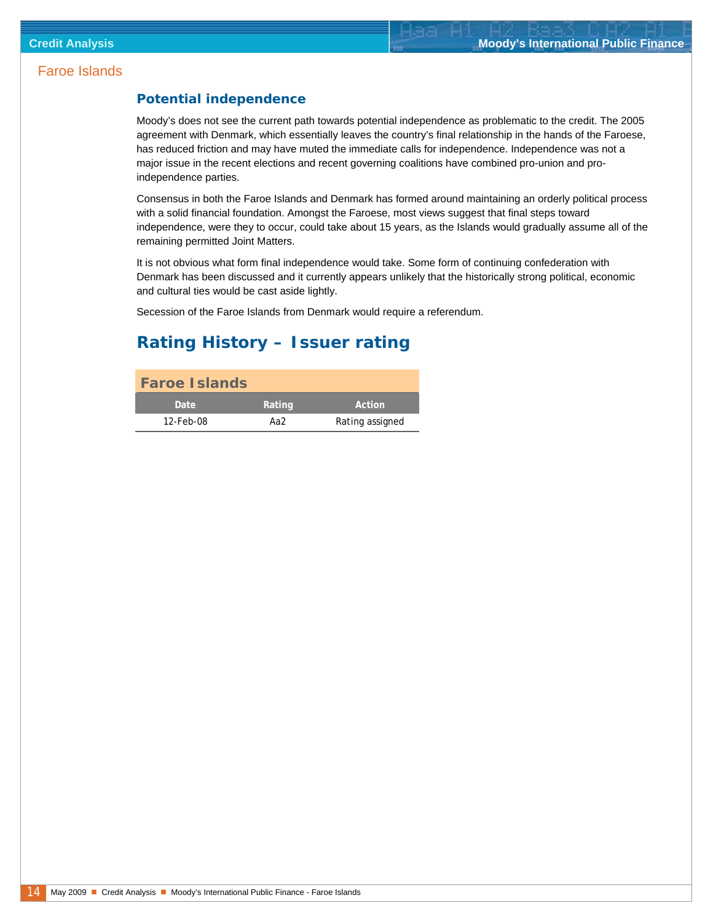## Potential independence

Moody's does not see the current path towards potential independence as problematic to the credit. The 2005 agreement with Denmark, which essentially leaves the country's final relationship in the hands of the Faroese, has reduced friction and may have muted the immediate calls for independence. Independence was not a major issue in the recent elections and recent governing coalitions have combined pro-union and pro-independence parties.

Consensus in both the Faroe Islands and Denmark has formed around maintaining an orderly political process with a solid financial foundation. Amongst the Faroese, most views suggest that final steps toward independence, were they to occur, could take about 15 years, as the Islands would gradually assume all of the remaining permitted Joint Matters.

It is not obvious what form final independence would take. Some form of continuing confederation with Denmark has been discussed and it currently appears unlikely that the historically strong political, economic and cultural ties would be cast aside lightly.

Secession of the Faroe Islands from Denmark would require a referendum.

# Rating History – Issuer rating

**Faroe Islands**

| Date | Rating | Action |
|---|---|---|
| 12-Feb-08 | Aa2 | Rating assigned |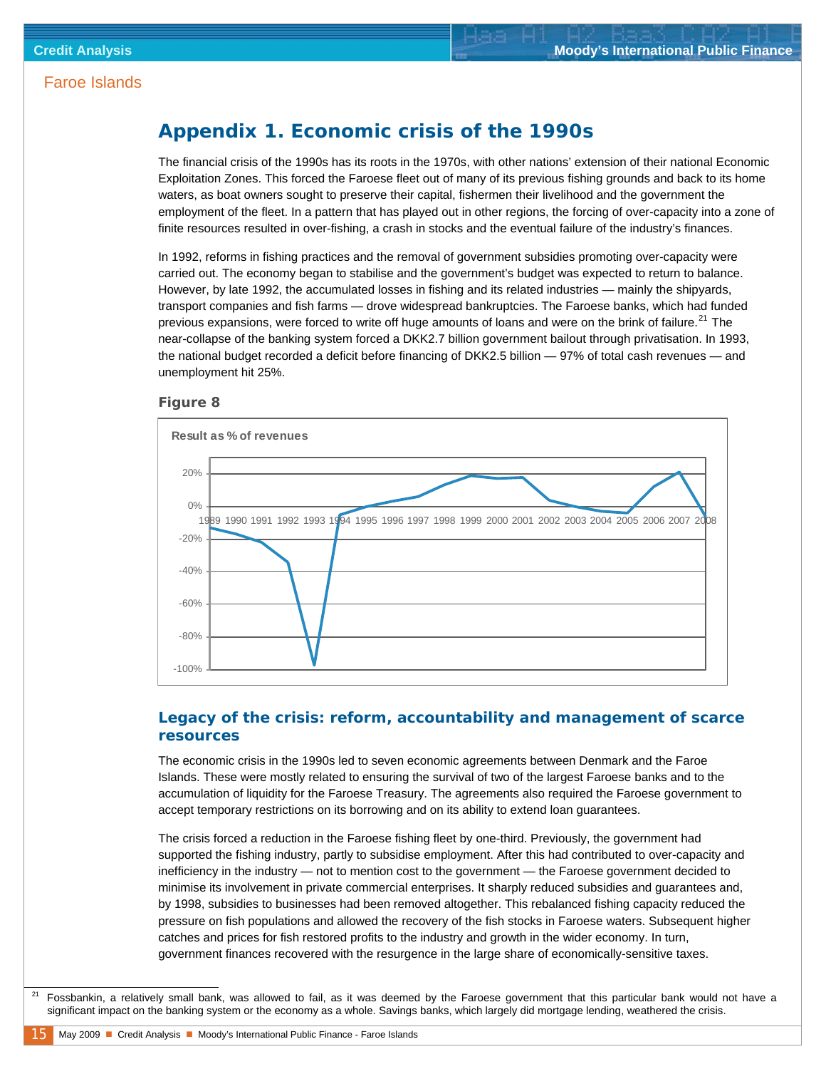# Appendix 1. Economic crisis of the 1990s

The financial crisis of the 1990s has its roots in the 1970s, with other nations' extension of their national Economic Exploitation Zones. This forced the Faroese fleet out of many of its previous fishing grounds and back to its home waters, as boat owners sought to preserve their capital, fishermen their livelihood and the government the employment of the fleet. In a pattern that has played out in other regions, the forcing of over-capacity into a zone of finite resources resulted in over-fishing, a crash in stocks and the eventual failure of the industry's finances.

In 1992, reforms in fishing practices and the removal of government subsidies promoting over-capacity were carried out. The economy began to stabilise and the government's budget was expected to return to balance. However, by late 1992, the accumulated losses in fishing and its related industries — mainly the shipyards, transport companies and fish farms — drove widespread bankruptcies. The Faroese banks, which had funded previous expansions, were forced to write off huge amounts of loans and were on the brink of failure.[21] The near-collapse of the banking system forced a DKK2.7 billion government bailout through privatisation. In 1993, the national budget recorded a deficit before financing of DKK2.5 billion — 97% of total cash revenues — and unemployment hit 25%.

**Figure 8**

**Result as % of revenues**

## Legacy of the crisis: reform, accountability and management of scarce resources

The economic crisis in the 1990s led to seven economic agreements between Denmark and the Faroe Islands. These were mostly related to ensuring the survival of two of the largest Faroese banks and to the accumulation of liquidity for the Faroese Treasury. The agreements also required the Faroese government to accept temporary restrictions on its borrowing and on its ability to extend loan guarantees.

The crisis forced a reduction in the Faroese fishing fleet by one-third. Previously, the government had supported the fishing industry, partly to subsidise employment. After this had contributed to over-capacity and inefficiency in the industry — not to mention cost to the government — the Faroese government decided to minimise its involvement in private commercial enterprises. It sharply reduced subsidies and guarantees and, by 1998, subsidies to businesses had been removed altogether. This rebalanced fishing capacity reduced the pressure on fish populations and allowed the recovery of the fish stocks in Faroese waters. Subsequent higher catches and prices for fish restored profits to the industry and growth in the wider economy. In turn, government finances recovered with the resurgence in the large share of economically-sensitive taxes.

---

[21] Fossbankin, a relatively small bank, was allowed to fail, as it was deemed by the Faroese government that this particular bank would not have a significant impact on the banking system or the economy as a whole. Savings banks, which largely did mortgage lending, weathered the crisis.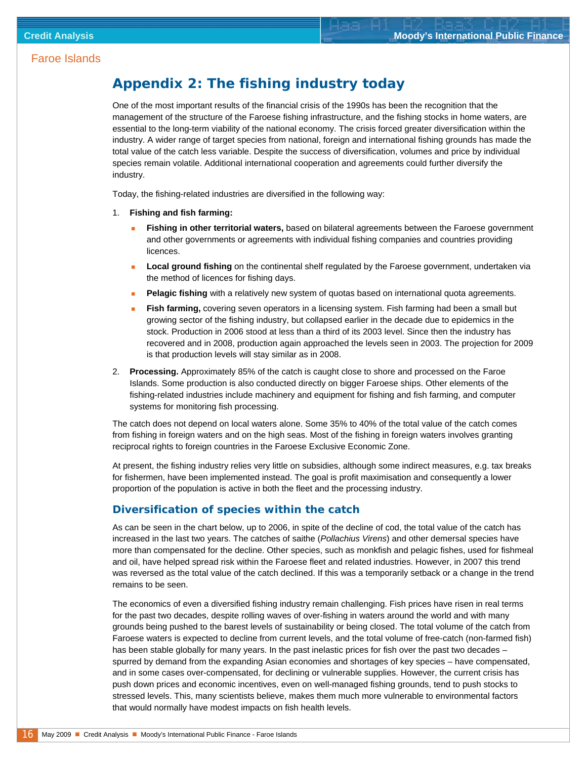# Appendix 2: The fishing industry today

One of the most important results of the financial crisis of the 1990s has been the recognition that the management of the structure of the Faroese fishing infrastructure, and the fishing stocks in home waters, are essential to the long-term viability of the national economy. The crisis forced greater diversification within the industry. A wider range of target species from national, foreign and international fishing grounds has made the total value of the catch less variable. Despite the success of diversification, volumes and price by individual species remain volatile. Additional international cooperation and agreements could further diversify the industry.

Today, the fishing-related industries are diversified in the following way:

1. **Fishing and fish farming:**
   - **Fishing in other territorial waters,** based on bilateral agreements between the Faroese government and other governments or agreements with individual fishing companies and countries providing licences.
   - **Local ground fishing** on the continental shelf regulated by the Faroese government, undertaken via the method of licences for fishing days.
   - **Pelagic fishing** with a relatively new system of quotas based on international quota agreements.
   - **Fish farming,** covering seven operators in a licensing system. Fish farming had been a small but growing sector of the fishing industry, but collapsed earlier in the decade due to epidemics in the stock. Production in 2006 stood at less than a third of its 2003 level. Since then the industry has recovered and in 2008, production again approached the levels seen in 2003. The projection for 2009 is that production levels will stay similar as in 2008.
2. **Processing.** Approximately 85% of the catch is caught close to shore and processed on the Faroe Islands. Some production is also conducted directly on bigger Faroese ships. Other elements of the fishing-related industries include machinery and equipment for fishing and fish farming, and computer systems for monitoring fish processing.

The catch does not depend on local waters alone. Some 35% to 40% of the total value of the catch comes from fishing in foreign waters and on the high seas. Most of the fishing in foreign waters involves granting reciprocal rights to foreign countries in the Faroese Exclusive Economic Zone.

At present, the fishing industry relies very little on subsidies, although some indirect measures, e.g. tax breaks for fishermen, have been implemented instead. The goal is profit maximisation and consequently a lower proportion of the population is active in both the fleet and the processing industry.

## Diversification of species within the catch

As can be seen in the chart below, up to 2006, in spite of the decline of cod, the total value of the catch has increased in the last two years. The catches of saithe (*Pollachius Virens*) and other demersal species have more than compensated for the decline. Other species, such as monkfish and pelagic fishes, used for fishmeal and oil, have helped spread risk within the Faroese fleet and related industries. However, in 2007 this trend was reversed as the total value of the catch declined. If this was a temporarily setback or a change in the trend remains to be seen.

The economics of even a diversified fishing industry remain challenging. Fish prices have risen in real terms for the past two decades, despite rolling waves of over-fishing in waters around the world and with many grounds being pushed to the barest levels of sustainability or being closed. The total volume of the catch from Faroese waters is expected to decline from current levels, and the total volume of free-catch (non-farmed fish) has been stable globally for many years. In the past inelastic prices for fish over the past two decades – spurred by demand from the expanding Asian economies and shortages of key species – have compensated, and in some cases over-compensated, for declining or vulnerable supplies. However, the current crisis has push down prices and economic incentives, even on well-managed fishing grounds, tend to push stocks to stressed levels. This, many scientists believe, makes them much more vulnerable to environmental factors that would normally have modest impacts on fish health levels.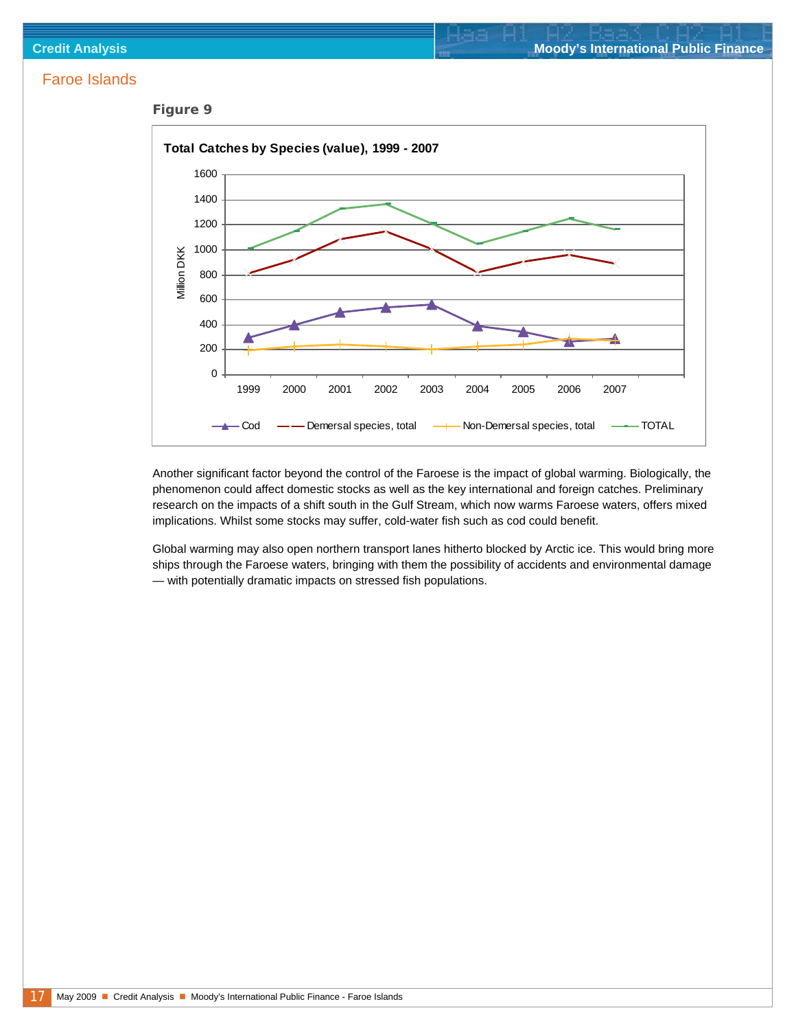## Faroe Islands

**Figure 9**

**Total Catches by Species (value), 1999 - 2007**

Another significant factor beyond the control of the Faroese is the impact of global warming. Biologically, the phenomenon could affect domestic stocks as well as the key international and foreign catches. Preliminary research on the impacts of a shift south in the Gulf Stream, which now warms Faroese waters, offers mixed implications. Whilst some stocks may suffer, cold-water fish such as cod could benefit.

Global warming may also open northern transport lanes hitherto blocked by Arctic ice. This would bring more ships through the Faroese waters, bringing with them the possibility of accidents and environmental damage — with potentially dramatic impacts on stressed fish populations.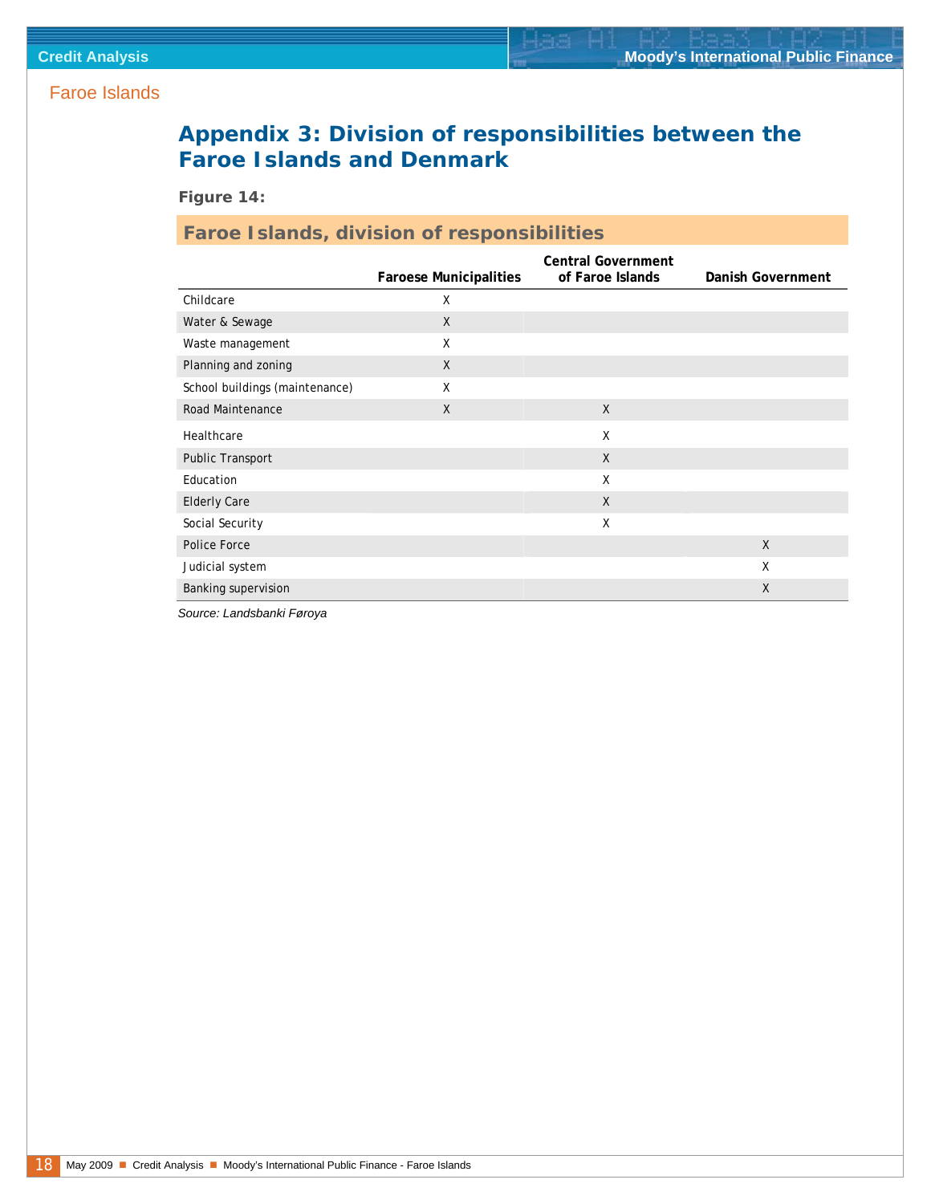## Appendix 3: Division of responsibilities between the Faroe Islands and Denmark

**Figure 14:**

**Faroe Islands, division of responsibilities**

| | Faroese Municipalities | Central Government of Faroe Islands | Danish Government |
|---|---|---|---|
| Childcare | X | | |
| Water & Sewage | X | | |
| Waste management | X | | |
| Planning and zoning | X | | |
| School buildings (maintenance) | X | | |
| Road Maintenance | X | X | |
| Healthcare | | X | |
| Public Transport | | X | |
| Education | | X | |
| Elderly Care | | X | |
| Social Security | | X | |
| Police Force | | | X |
| Judicial system | | | X |
| Banking supervision | | | X |

*Source: Landsbanki Føroya*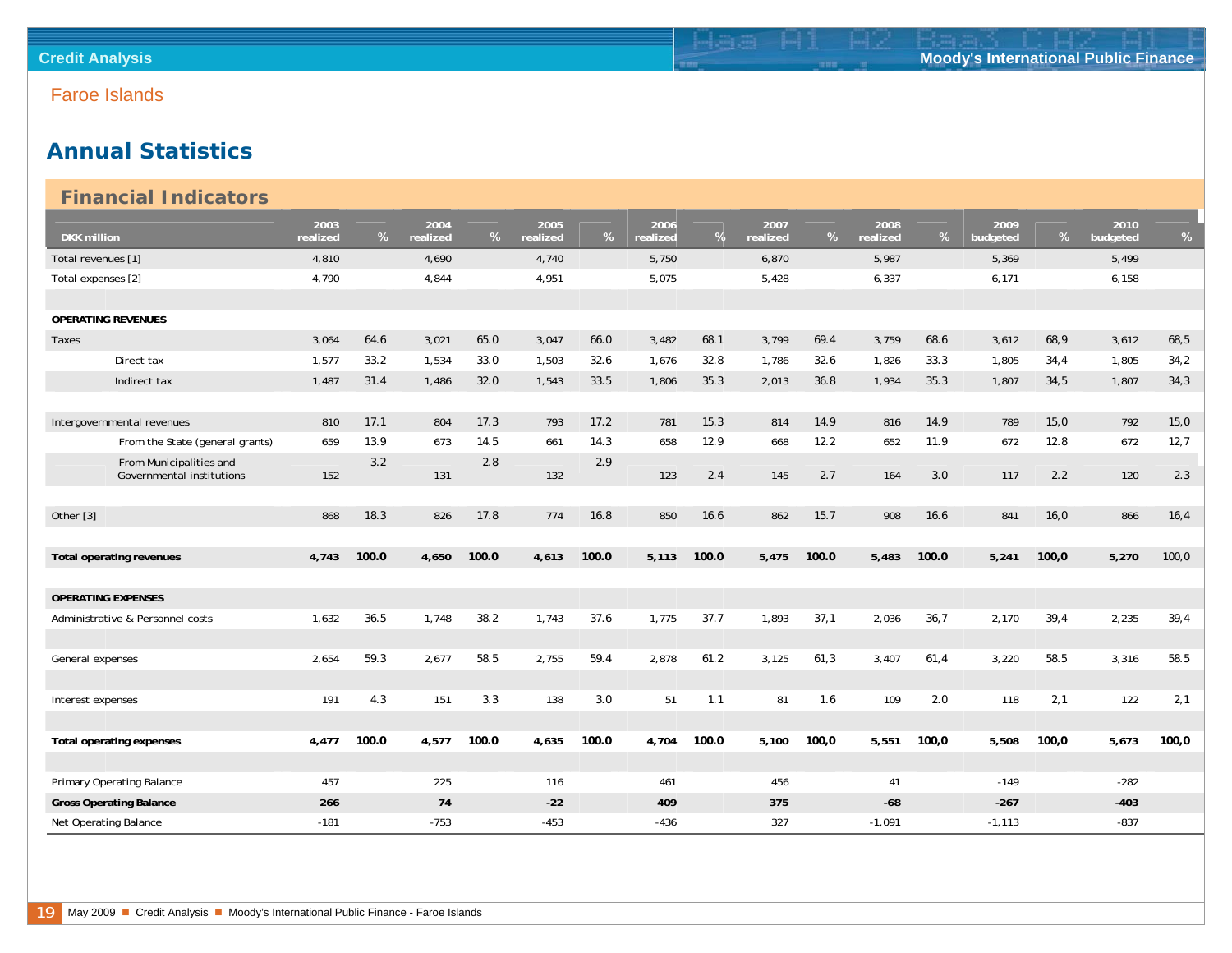Faroe Islands

## Annual Statistics

### Financial Indicators

| DKK million | 2003 realized | % | 2004 realized | % | 2005 realized | % | 2006 realized | % | 2007 realized | % | 2008 realized | % | 2009 budgeted | % | 2010 budgeted | % |
|---|---|---|---|---|---|---|---|---|---|---|---|---|---|---|---|---|
| Total revenues [1] | 4,810 | | 4,690 | | 4,740 | | 5,750 | | 6,870 | | 5,987 | | 5,369 | | 5,499 | |
| Total expenses [2] | 4,790 | | 4,844 | | 4,951 | | 5,075 | | 5,428 | | 6,337 | | 6,171 | | 6,158 | |
| | | | | | | | | | | | | | | | | |
| **OPERATING REVENUES** | | | | | | | | | | | | | | | | |
| Taxes | 3,064 | 64.6 | 3,021 | 65.0 | 3,047 | 66.0 | 3,482 | 68.1 | 3,799 | 69.4 | 3,759 | 68.6 | 3,612 | 68,9 | 3,612 | 68,5 |
| Direct tax | 1,577 | 33.2 | 1,534 | 33.0 | 1,503 | 32.6 | 1,676 | 32.8 | 1,786 | 32.6 | 1,826 | 33.3 | 1,805 | 34,4 | 1,805 | 34,2 |
| Indirect tax | 1,487 | 31.4 | 1,486 | 32.0 | 1,543 | 33.5 | 1,806 | 35.3 | 2,013 | 36.8 | 1,934 | 35.3 | 1,807 | 34,5 | 1,807 | 34,3 |
| | | | | | | | | | | | | | | | | |
| Intergovernmental revenues | 810 | 17.1 | 804 | 17.3 | 793 | 17.2 | 781 | 15.3 | 814 | 14.9 | 816 | 14.9 | 789 | 15,0 | 792 | 15,0 |
| From the State (general grants) | 659 | 13.9 | 673 | 14.5 | 661 | 14.3 | 658 | 12.9 | 668 | 12.2 | 652 | 11.9 | 672 | 12.8 | 672 | 12,7 |
| From Municipalities and Governmental institutions | 152 | 3.2 | 131 | 2.8 | 132 | 2.9 | 123 | 2.4 | 145 | 2.7 | 164 | 3.0 | 117 | 2.2 | 120 | 2.3 |
| | | | | | | | | | | | | | | | | |
| Other [3] | 868 | 18.3 | 826 | 17.8 | 774 | 16.8 | 850 | 16.6 | 862 | 15.7 | 908 | 16.6 | 841 | 16,0 | 866 | 16,4 |
| | | | | | | | | | | | | | | | | |
| **Total operating revenues** | **4,743** | **100.0** | **4,650** | **100.0** | **4,613** | **100.0** | **5,113** | **100.0** | **5,475** | **100.0** | **5,483** | **100.0** | **5,241** | **100,0** | **5,270** | 100,0 |
| | | | | | | | | | | | | | | | | |
| **OPERATING EXPENSES** | | | | | | | | | | | | | | | | |
| Administrative & Personnel costs | 1,632 | 36.5 | 1,748 | 38.2 | 1,743 | 37.6 | 1,775 | 37.7 | 1,893 | 37,1 | 2,036 | 36,7 | 2,170 | 39,4 | 2,235 | 39,4 |
| | | | | | | | | | | | | | | | | |
| General expenses | 2,654 | 59.3 | 2,677 | 58.5 | 2,755 | 59.4 | 2,878 | 61.2 | 3,125 | 61,3 | 3,407 | 61,4 | 3,220 | 58.5 | 3,316 | 58.5 |
| | | | | | | | | | | | | | | | | |
| Interest expenses | 191 | 4.3 | 151 | 3.3 | 138 | 3.0 | 51 | 1.1 | 81 | 1.6 | 109 | 2.0 | 118 | 2,1 | 122 | 2,1 |
| | | | | | | | | | | | | | | | | |
| **Total operating expenses** | **4,477** | **100.0** | **4,577** | **100.0** | **4,635** | **100.0** | **4,704** | **100.0** | **5,100** | **100,0** | **5,551** | **100,0** | **5,508** | **100,0** | **5,673** | **100,0** |
| | | | | | | | | | | | | | | | | |
| Primary Operating Balance | 457 | | 225 | | 116 | | 461 | | 456 | | 41 | | -149 | | -282 | |
| **Gross Operating Balance** | **266** | | **74** | | **-22** | | **409** | | **375** | | **-68** | | **-267** | | **-403** | |
| Net Operating Balance | -181 | | -753 | | -453 | | -436 | | 327 | | -1,091 | | -1,113 | | -837 | |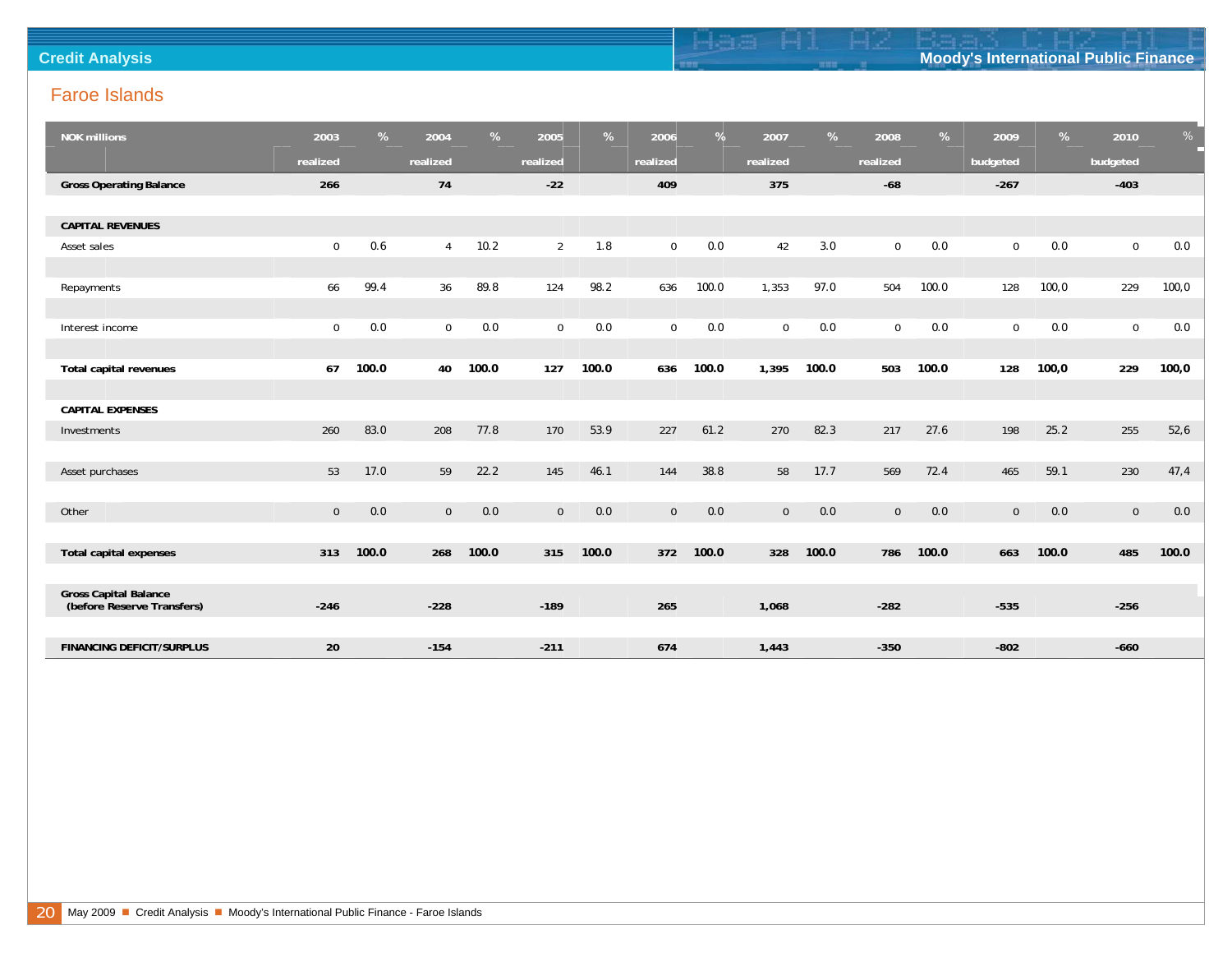## Faroe Islands

| NOK millions | 2003 | % | 2004 | % | 2005 | % | 2006 | % | 2007 | % | 2008 | % | 2009 | % | 2010 | % |
|---|---|---|---|---|---|---|---|---|---|---|---|---|---|---|---|---|
| | realized | | realized | | realized | | realized | | realized | | realized | | budgeted | | budgeted | |
| **Gross Operating Balance** | **266** | | **74** | | **-22** | | **409** | | **375** | | **-68** | | **-267** | | **-403** | |
| **CAPITAL REVENUES** | | | | | | | | | | | | | | | | |
| Asset sales | 0 | 0.6 | 4 | 10.2 | 2 | 1.8 | 0 | 0.0 | 42 | 3.0 | 0 | 0.0 | 0 | 0.0 | 0 | 0.0 |
| Repayments | 66 | 99.4 | 36 | 89.8 | 124 | 98.2 | 636 | 100.0 | 1,353 | 97.0 | 504 | 100.0 | 128 | 100,0 | 229 | 100,0 |
| Interest income | 0 | 0.0 | 0 | 0.0 | 0 | 0.0 | 0 | 0.0 | 0 | 0.0 | 0 | 0.0 | 0 | 0.0 | 0 | 0.0 |
| **Total capital revenues** | **67** | **100.0** | **40** | **100.0** | **127** | **100.0** | **636** | **100.0** | **1,395** | **100.0** | **503** | **100.0** | **128** | **100,0** | **229** | **100,0** |
| **CAPITAL EXPENSES** | | | | | | | | | | | | | | | | |
| Investments | 260 | 83.0 | 208 | 77.8 | 170 | 53.9 | 227 | 61.2 | 270 | 82.3 | 217 | 27.6 | 198 | 25.2 | 255 | 52,6 |
| Asset purchases | 53 | 17.0 | 59 | 22.2 | 145 | 46.1 | 144 | 38.8 | 58 | 17.7 | 569 | 72.4 | 465 | 59.1 | 230 | 47,4 |
| Other | 0 | 0.0 | 0 | 0.0 | 0 | 0.0 | 0 | 0.0 | 0 | 0.0 | 0 | 0.0 | 0 | 0.0 | 0 | 0.0 |
| **Total capital expenses** | **313** | **100.0** | **268** | **100.0** | **315** | **100.0** | **372** | **100.0** | **328** | **100.0** | **786** | **100.0** | **663** | **100.0** | **485** | **100.0** |
| **Gross Capital Balance (before Reserve Transfers)** | **-246** | | **-228** | | **-189** | | **265** | | **1,068** | | **-282** | | **-535** | | **-256** | |
| **FINANCING DEFICIT/SURPLUS** | **20** | | **-154** | | **-211** | | **674** | | **1,443** | | **-350** | | **-802** | | **-660** | |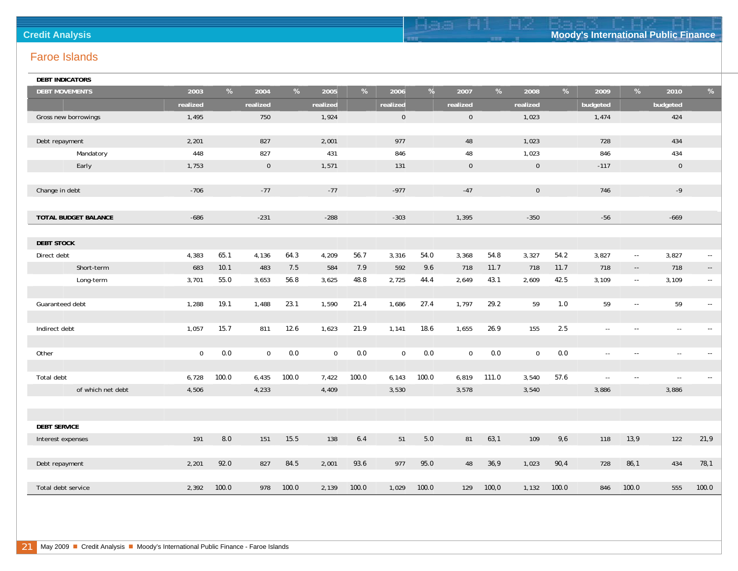## Faroe Islands

| DEBT INDICATORS | | | | | | | | | | | | | | | | |
|---|---|---|---|---|---|---|---|---|---|---|---|---|---|---|---|---|
| **DEBT MOVEMENTS** | **2003** | **%** | **2004** | **%** | **2005** | **%** | **2006** | **%** | **2007** | **%** | **2008** | **%** | **2009** | **%** | **2010** | **%** |
| | realized | | realized | | realized | | realized | | realized | | realized | | budgeted | | budgeted | |
| Gross new borrowings | 1,495 | | 750 | | 1,924 | | 0 | | 0 | | 1,023 | | 1,474 | | 424 | |
| | | | | | | | | | | | | | | | | |
| Debt repayment | 2,201 | | 827 | | 2,001 | | 977 | | 48 | | 1,023 | | 728 | | 434 | |
| Mandatory | 448 | | 827 | | 431 | | 846 | | 48 | | 1,023 | | 846 | | 434 | |
| Early | 1,753 | | 0 | | 1,571 | | 131 | | 0 | | 0 | | -117 | | 0 | |
| | | | | | | | | | | | | | | | | |
| Change in debt | -706 | | -77 | | -77 | | -977 | | -47 | | 0 | | 746 | | -9 | |
| | | | | | | | | | | | | | | | | |
| **TOTAL BUDGET BALANCE** | -686 | | -231 | | -288 | | -303 | | 1,395 | | -350 | | -56 | | -669 | |
| | | | | | | | | | | | | | | | | |
| **DEBT STOCK** | | | | | | | | | | | | | | | | |
| Direct debt | 4,383 | 65.1 | 4,136 | 64.3 | 4,209 | 56.7 | 3,316 | 54.0 | 3,368 | 54.8 | 3,327 | 54.2 | 3,827 | -- | 3,827 | -- |
| Short-term | 683 | 10.1 | 483 | 7.5 | 584 | 7.9 | 592 | 9.6 | 718 | 11.7 | 718 | 11.7 | 718 | -- | 718 | -- |
| Long-term | 3,701 | 55.0 | 3,653 | 56.8 | 3,625 | 48.8 | 2,725 | 44.4 | 2,649 | 43.1 | 2,609 | 42.5 | 3,109 | -- | 3,109 | -- |
| | | | | | | | | | | | | | | | | |
| Guaranteed debt | 1,288 | 19.1 | 1,488 | 23.1 | 1,590 | 21.4 | 1,686 | 27.4 | 1,797 | 29.2 | 59 | 1.0 | 59 | -- | 59 | -- |
| | | | | | | | | | | | | | | | | |
| Indirect debt | 1,057 | 15.7 | 811 | 12.6 | 1,623 | 21.9 | 1,141 | 18.6 | 1,655 | 26.9 | 155 | 2.5 | -- | -- | -- | -- |
| | | | | | | | | | | | | | | | | |
| Other | 0 | 0.0 | 0 | 0.0 | 0 | 0.0 | 0 | 0.0 | 0 | 0.0 | 0 | 0.0 | -- | -- | -- | -- |
| | | | | | | | | | | | | | | | | |
| Total debt | 6,728 | 100.0 | 6,435 | 100.0 | 7,422 | 100.0 | 6,143 | 100.0 | 6,819 | 111.0 | 3,540 | 57.6 | -- | -- | -- | -- |
| of which net debt | 4,506 | | 4,233 | | 4,409 | | 3,530 | | 3,578 | | 3,540 | | 3,886 | | 3,886 | |
| | | | | | | | | | | | | | | | | |
| **DEBT SERVICE** | | | | | | | | | | | | | | | | |
| Interest expenses | 191 | 8.0 | 151 | 15.5 | 138 | 6.4 | 51 | 5.0 | 81 | 63,1 | 109 | 9,6 | 118 | 13,9 | 122 | 21,9 |
| | | | | | | | | | | | | | | | | |
| Debt repayment | 2,201 | 92.0 | 827 | 84.5 | 2,001 | 93.6 | 977 | 95.0 | 48 | 36,9 | 1,023 | 90,4 | 728 | 86,1 | 434 | 78,1 |
| | | | | | | | | | | | | | | | | |
| Total debt service | 2,392 | 100.0 | 978 | 100.0 | 2,139 | 100.0 | 1,029 | 100.0 | 129 | 100,0 | 1,132 | 100.0 | 846 | 100.0 | 555 | 100.0 |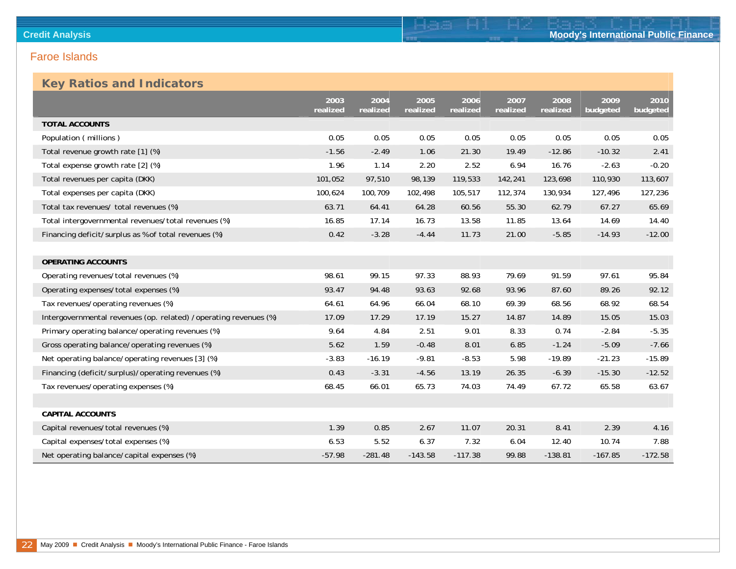## Faroe Islands

### Key Ratios and Indicators

| | 2003 realized | 2004 realized | 2005 realized | 2006 realized | 2007 realized | 2008 realized | 2009 budgeted | 2010 budgeted |
|---|---|---|---|---|---|---|---|---|
| **TOTAL ACCOUNTS** | | | | | | | | |
| Population ( millions ) | 0.05 | 0.05 | 0.05 | 0.05 | 0.05 | 0.05 | 0.05 | 0.05 |
| Total revenue growth rate [1] (%) | -1.56 | -2.49 | 1.06 | 21.30 | 19.49 | -12.86 | -10.32 | 2.41 |
| Total expense growth rate [2] (%) | 1.96 | 1.14 | 2.20 | 2.52 | 6.94 | 16.76 | -2.63 | -0.20 |
| Total revenues per capita (DKK) | 101,052 | 97,510 | 98,139 | 119,533 | 142,241 | 123,698 | 110,930 | 113,607 |
| Total expenses per capita (DKK) | 100,624 | 100,709 | 102,498 | 105,517 | 112,374 | 130,934 | 127,496 | 127,236 |
| Total tax revenues/ total revenues (%) | 63.71 | 64.41 | 64.28 | 60.56 | 55.30 | 62.79 | 67.27 | 65.69 |
| Total intergovernmental revenues/total revenues (%) | 16.85 | 17.14 | 16.73 | 13.58 | 11.85 | 13.64 | 14.69 | 14.40 |
| Financing deficit/surplus as % of total revenues (%) | 0.42 | -3.28 | -4.44 | 11.73 | 21.00 | -5.85 | -14.93 | -12.00 |
| | | | | | | | | |
| **OPERATING ACCOUNTS** | | | | | | | | |
| Operating revenues/total revenues (%) | 98.61 | 99.15 | 97.33 | 88.93 | 79.69 | 91.59 | 97.61 | 95.84 |
| Operating expenses/total expenses (%) | 93.47 | 94.48 | 93.63 | 92.68 | 93.96 | 87.60 | 89.26 | 92.12 |
| Tax revenues/operating revenues (%) | 64.61 | 64.96 | 66.04 | 68.10 | 69.39 | 68.56 | 68.92 | 68.54 |
| Intergovernmental revenues (op. related) / operating revenues (%) | 17.09 | 17.29 | 17.19 | 15.27 | 14.87 | 14.89 | 15.05 | 15.03 |
| Primary operating balance/operating revenues (%) | 9.64 | 4.84 | 2.51 | 9.01 | 8.33 | 0.74 | -2.84 | -5.35 |
| Gross operating balance/operating revenues (%) | 5.62 | 1.59 | -0.48 | 8.01 | 6.85 | -1.24 | -5.09 | -7.66 |
| Net operating balance/operating revenues [3] (%) | -3.83 | -16.19 | -9.81 | -8.53 | 5.98 | -19.89 | -21.23 | -15.89 |
| Financing (deficit/surplus)/operating revenues (%) | 0.43 | -3.31 | -4.56 | 13.19 | 26.35 | -6.39 | -15.30 | -12.52 |
| Tax revenues/operating expenses (%) | 68.45 | 66.01 | 65.73 | 74.03 | 74.49 | 67.72 | 65.58 | 63.67 |
| | | | | | | | | |
| **CAPITAL ACCOUNTS** | | | | | | | | |
| Capital revenues/total revenues (%) | 1.39 | 0.85 | 2.67 | 11.07 | 20.31 | 8.41 | 2.39 | 4.16 |
| Capital expenses/total expenses (%) | 6.53 | 5.52 | 6.37 | 7.32 | 6.04 | 12.40 | 10.74 | 7.88 |
| Net operating balance/capital expenses (%) | -57.98 | -281.48 | -143.58 | -117.38 | 99.88 | -138.81 | -167.85 | -172.58 |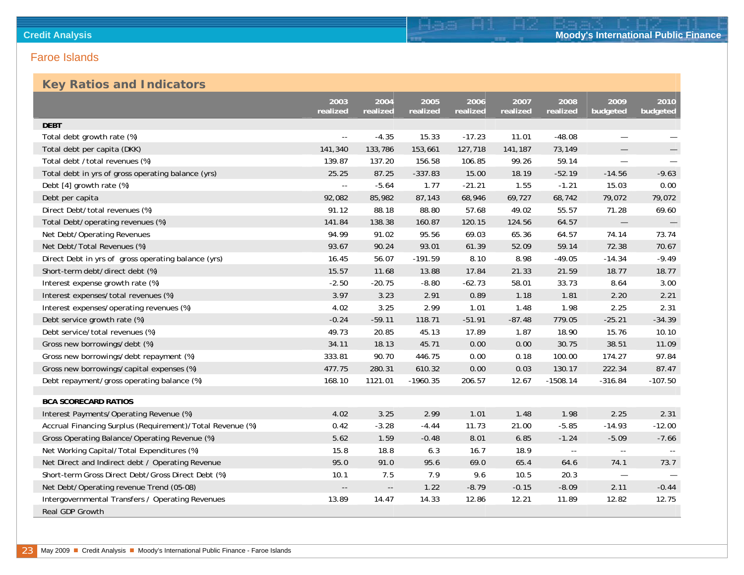## Faroe Islands

### Key Ratios and Indicators

| | 2003 realized | 2004 realized | 2005 realized | 2006 realized | 2007 realized | 2008 realized | 2009 budgeted | 2010 budgeted |
|---|---|---|---|---|---|---|---|---|
| **DEBT** | | | | | | | | |
| Total debt growth rate (%) | -- | -4.35 | 15.33 | -17.23 | 11.01 | -48.08 | — | — |
| Total debt per capita (DKK) | 141,340 | 133,786 | 153,661 | 127,718 | 141,187 | 73,149 | — | — |
| Total debt / total revenues (%) | 139.87 | 137.20 | 156.58 | 106.85 | 99.26 | 59.14 | — | — |
| Total debt in yrs of gross operating balance (yrs) | 25.25 | 87.25 | -337.83 | 15.00 | 18.19 | -52.19 | -14.56 | -9.63 |
| Debt [4] growth rate (%) | -- | -5.64 | 1.77 | -21.21 | 1.55 | -1.21 | 15.03 | 0.00 |
| Debt per capita | 92,082 | 85,982 | 87,143 | 68,946 | 69,727 | 68,742 | 79,072 | 79,072 |
| Direct Debt/total revenues (%) | 91.12 | 88.18 | 88.80 | 57.68 | 49.02 | 55.57 | 71.28 | 69.60 |
| Total Debt/operating revenues (%) | 141.84 | 138.38 | 160.87 | 120.15 | 124.56 | 64.57 | — | — |
| Net Debt/Operating Revenues | 94.99 | 91.02 | 95.56 | 69.03 | 65.36 | 64.57 | 74.14 | 73.74 |
| Net Debt/Total Revenues (%) | 93.67 | 90.24 | 93.01 | 61.39 | 52.09 | 59.14 | 72.38 | 70.67 |
| Direct Debt in yrs of gross operating balance (yrs) | 16.45 | 56.07 | -191.59 | 8.10 | 8.98 | -49.05 | -14.34 | -9.49 |
| Short-term debt/direct debt (%) | 15.57 | 11.68 | 13.88 | 17.84 | 21.33 | 21.59 | 18.77 | 18.77 |
| Interest expense growth rate (%) | -2.50 | -20.75 | -8.80 | -62.73 | 58.01 | 33.73 | 8.64 | 3.00 |
| Interest expenses/total revenues (%) | 3.97 | 3.23 | 2.91 | 0.89 | 1.18 | 1.81 | 2.20 | 2.21 |
| Interest expenses/operating revenues (%) | 4.02 | 3.25 | 2.99 | 1.01 | 1.48 | 1.98 | 2.25 | 2.31 |
| Debt service growth rate (%) | -0.24 | -59.11 | 118.71 | -51.91 | -87.48 | 779.05 | -25.21 | -34.39 |
| Debt service/total revenues (%) | 49.73 | 20.85 | 45.13 | 17.89 | 1.87 | 18.90 | 15.76 | 10.10 |
| Gross new borrowings/debt (%) | 34.11 | 18.13 | 45.71 | 0.00 | 0.00 | 30.75 | 38.51 | 11.09 |
| Gross new borrowings/debt repayment (%) | 333.81 | 90.70 | 446.75 | 0.00 | 0.18 | 100.00 | 174.27 | 97.84 |
| Gross new borrowings/capital expenses (%) | 477.75 | 280.31 | 610.32 | 0.00 | 0.03 | 130.17 | 222.34 | 87.47 |
| Debt repayment/gross operating balance (%) | 168.10 | 1121.01 | -1960.35 | 206.57 | 12.67 | -1508.14 | -316.84 | -107.50 |
| | | | | | | | | |
| **BCA SCORECARD RATIOS** | | | | | | | | |
| Interest Payments/Operating Revenue (%) | 4.02 | 3.25 | 2.99 | 1.01 | 1.48 | 1.98 | 2.25 | 2.31 |
| Accrual Financing Surplus (Requirement)/Total Revenue (%) | 0.42 | -3.28 | -4.44 | 11.73 | 21.00 | -5.85 | -14.93 | -12.00 |
| Gross Operating Balance/Operating Revenue (%) | 5.62 | 1.59 | -0.48 | 8.01 | 6.85 | -1.24 | -5.09 | -7.66 |
| Net Working Capital/Total Expenditures (%) | 15.8 | 18.8 | 6.3 | 16.7 | 18.9 | -- | -- | -- |
| Net Direct and Indirect debt / Operating Revenue | 95.0 | 91.0 | 95.6 | 69.0 | 65.4 | 64.6 | 74.1 | 73.7 |
| Short-term Gross Direct Debt/Gross Direct Debt (%) | 10.1 | 7.5 | 7.9 | 9.6 | 10.5 | 20.3 | — | — |
| Net Debt/Operating revenue Trend (05-08) | -- | -- | 1.22 | -8.79 | -0.15 | -8.09 | 2.11 | -0.44 |
| Intergovernmental Transfers / Operating Revenues | 13.89 | 14.47 | 14.33 | 12.86 | 12.21 | 11.89 | 12.82 | 12.75 |
| Real GDP Growth | | | | | | | | |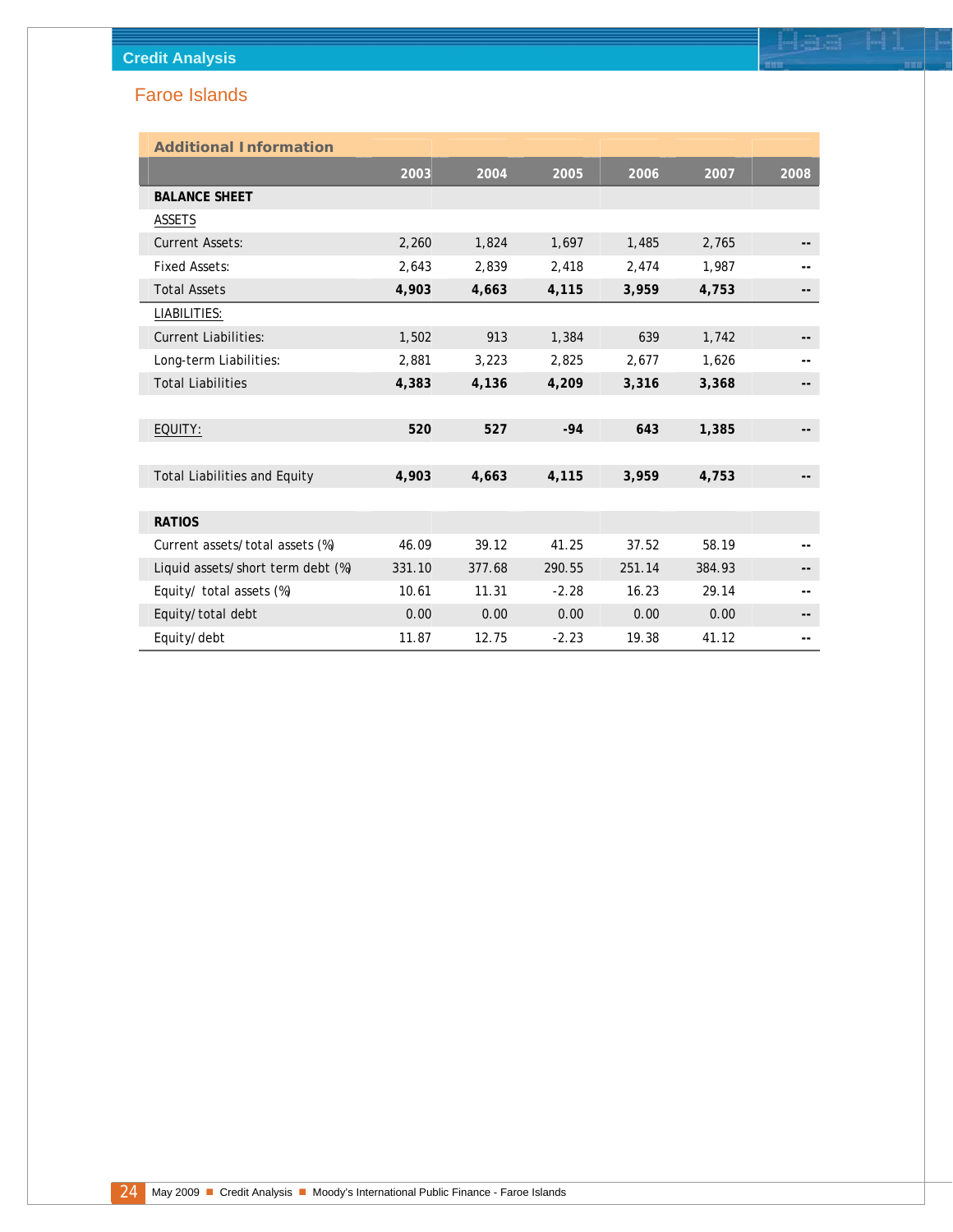## Faroe Islands

| Additional Information | 2003 | 2004 | 2005 | 2006 | 2007 | 2008 |
|---|---|---|---|---|---|---|
| **BALANCE SHEET** | | | | | | |
| ASSETS | | | | | | |
| Current Assets: | 2,260 | 1,824 | 1,697 | 1,485 | 2,765 | -- |
| Fixed Assets: | 2,643 | 2,839 | 2,418 | 2,474 | 1,987 | -- |
| Total Assets | **4,903** | **4,663** | **4,115** | **3,959** | **4,753** | -- |
| LIABILITIES: | | | | | | |
| Current Liabilities: | 1,502 | 913 | 1,384 | 639 | 1,742 | -- |
| Long-term Liabilities: | 2,881 | 3,223 | 2,825 | 2,677 | 1,626 | -- |
| Total Liabilities | **4,383** | **4,136** | **4,209** | **3,316** | **3,368** | -- |
| EQUITY: | **520** | **527** | **-94** | **643** | **1,385** | -- |
| Total Liabilities and Equity | **4,903** | **4,663** | **4,115** | **3,959** | **4,753** | -- |
| **RATIOS** | | | | | | |
| Current assets/total assets (%) | 46.09 | 39.12 | 41.25 | 37.52 | 58.19 | -- |
| Liquid assets/short term debt (%) | 331.10 | 377.68 | 290.55 | 251.14 | 384.93 | -- |
| Equity/ total assets (%) | 10.61 | 11.31 | -2.28 | 16.23 | 29.14 | -- |
| Equity/total debt | 0.00 | 0.00 | 0.00 | 0.00 | 0.00 | -- |
| Equity/debt | 11.87 | 12.75 | -2.23 | 19.38 | 41.12 | -- |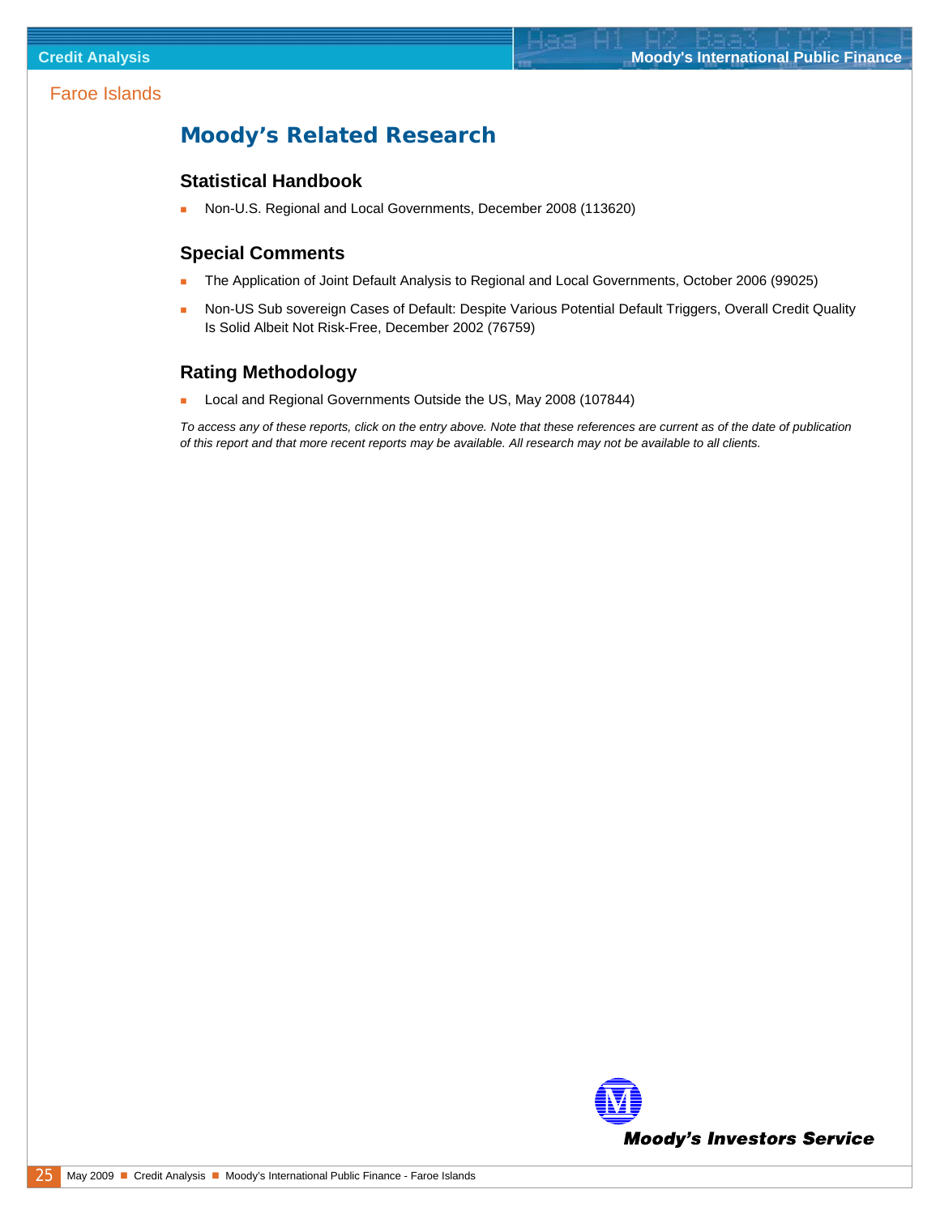# Moody's Related Research

## Statistical Handbook

- Non-U.S. Regional and Local Governments, December 2008 (113620)

## Special Comments

- The Application of Joint Default Analysis to Regional and Local Governments, October 2006 (99025)
- Non-US Sub sovereign Cases of Default: Despite Various Potential Default Triggers, Overall Credit Quality Is Solid Albeit Not Risk-Free, December 2002 (76759)

## Rating Methodology

- Local and Regional Governments Outside the US, May 2008 (107844)

*To access any of these reports, click on the entry above. Note that these references are current as of the date of publication of this report and that more recent reports may be available. All research may not be available to all clients.*

**Moody's Investors Service**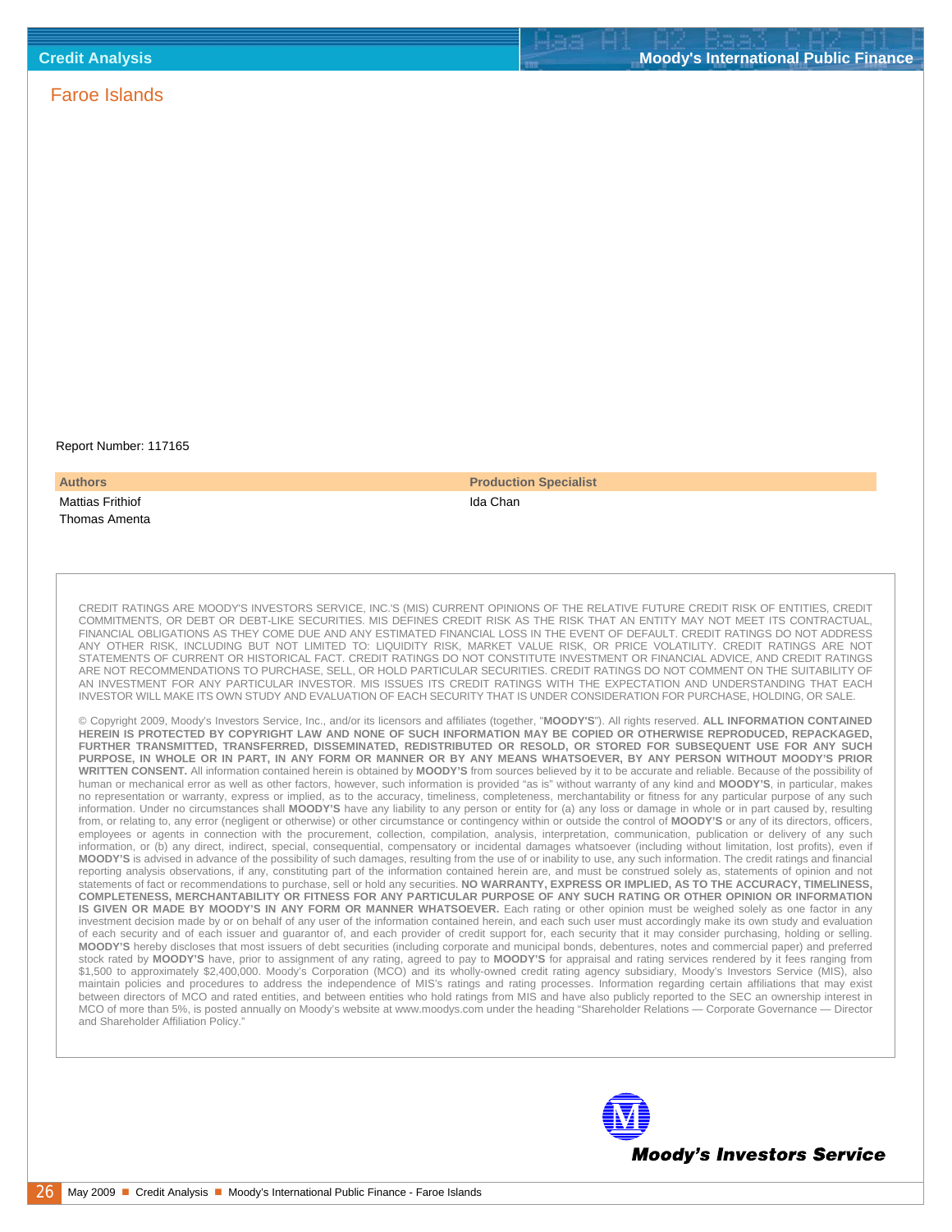Faroe Islands

Report Number: 117165

| Authors | Production Specialist |
| --- | --- |
| Mattias Frithiof | Ida Chan |
| Thomas Amenta | |

CREDIT RATINGS ARE MOODY'S INVESTORS SERVICE, INC.'S (MIS) CURRENT OPINIONS OF THE RELATIVE FUTURE CREDIT RISK OF ENTITIES, CREDIT COMMITMENTS, OR DEBT OR DEBT-LIKE SECURITIES. MIS DEFINES CREDIT RISK AS THE RISK THAT AN ENTITY MAY NOT MEET ITS CONTRACTUAL, FINANCIAL OBLIGATIONS AS THEY COME DUE AND ANY ESTIMATED FINANCIAL LOSS IN THE EVENT OF DEFAULT. CREDIT RATINGS DO NOT ADDRESS ANY OTHER RISK, INCLUDING BUT NOT LIMITED TO: LIQUIDITY RISK, MARKET VALUE RISK, OR PRICE VOLATILITY. CREDIT RATINGS ARE NOT STATEMENTS OF CURRENT OR HISTORICAL FACT. CREDIT RATINGS DO NOT CONSTITUTE INVESTMENT OR FINANCIAL ADVICE, AND CREDIT RATINGS ARE NOT RECOMMENDATIONS TO PURCHASE, SELL, OR HOLD PARTICULAR SECURITIES. CREDIT RATINGS DO NOT COMMENT ON THE SUITABILITY OF AN INVESTMENT FOR ANY PARTICULAR INVESTOR. MIS ISSUES ITS CREDIT RATINGS WITH THE EXPECTATION AND UNDERSTANDING THAT EACH INVESTOR WILL MAKE ITS OWN STUDY AND EVALUATION OF EACH SECURITY THAT IS UNDER CONSIDERATION FOR PURCHASE, HOLDING, OR SALE.

© Copyright 2009, Moody's Investors Service, Inc., and/or its licensors and affiliates (together, "**MOODY'S**"). All rights reserved. **ALL INFORMATION CONTAINED HEREIN IS PROTECTED BY COPYRIGHT LAW AND NONE OF SUCH INFORMATION MAY BE COPIED OR OTHERWISE REPRODUCED, REPACKAGED, FURTHER TRANSMITTED, TRANSFERRED, DISSEMINATED, REDISTRIBUTED OR RESOLD, OR STORED FOR SUBSEQUENT USE FOR ANY SUCH PURPOSE, IN WHOLE OR IN PART, IN ANY FORM OR MANNER OR BY ANY MEANS WHATSOEVER, BY ANY PERSON WITHOUT MOODY'S PRIOR WRITTEN CONSENT.** All information contained herein is obtained by **MOODY'S** from sources believed by it to be accurate and reliable. Because of the possibility of human or mechanical error as well as other factors, however, such information is provided "as is" without warranty of any kind and **MOODY'S**, in particular, makes no representation or warranty, express or implied, as to the accuracy, timeliness, completeness, merchantability or fitness for any particular purpose of any such information. Under no circumstances shall **MOODY'S** have any liability to any person or entity for (a) any loss or damage in whole or in part caused by, resulting from, or relating to, any error (negligent or otherwise) or other circumstance or contingency within or outside the control of **MOODY'S** or any of its directors, officers, employees or agents in connection with the procurement, collection, compilation, analysis, interpretation, communication, publication or delivery of any such information, or (b) any direct, indirect, special, consequential, compensatory or incidental damages whatsoever (including without limitation, lost profits), even if **MOODY'S** is advised in advance of the possibility of such damages, resulting from the use of or inability to use, any such information. The credit ratings and financial reporting analysis observations, if any, constituting part of the information contained herein are, and must be construed solely as, statements of opinion and not statements of fact or recommendations to purchase, sell or hold any securities. **NO WARRANTY, EXPRESS OR IMPLIED, AS TO THE ACCURACY, TIMELINESS, COMPLETENESS, MERCHANTABILITY OR FITNESS FOR ANY PARTICULAR PURPOSE OF ANY SUCH RATING OR OTHER OPINION OR INFORMATION IS GIVEN OR MADE BY MOODY'S IN ANY FORM OR MANNER WHATSOEVER.** Each rating or other opinion must be weighed solely as one factor in any investment decision made by or on behalf of any user of the information contained herein, and each such user must accordingly make its own study and evaluation of each security and of each issuer and guarantor of, and each provider of credit support for, each security that it may consider purchasing, holding or selling. **MOODY'S** hereby discloses that most issuers of debt securities (including corporate and municipal bonds, debentures, notes and commercial paper) and preferred stock rated by **MOODY'S** have, prior to assignment of any rating, agreed to pay to **MOODY'S** for appraisal and rating services rendered by it fees ranging from $1,500 to approximately $2,400,000. Moody's Corporation (MCO) and its wholly-owned credit rating agency subsidiary, Moody's Investors Service (MIS), also maintain policies and procedures to address the independence of MIS's ratings and rating processes. Information regarding certain affiliations that may exist between directors of MCO and rated entities, and between entities who hold ratings from MIS and have also publicly reported to the SEC an ownership interest in MCO of more than 5%, is posted annually on Moody's website at www.moodys.com under the heading "Shareholder Relations — Corporate Governance — Director and Shareholder Affiliation Policy."

Moody's Investors Service